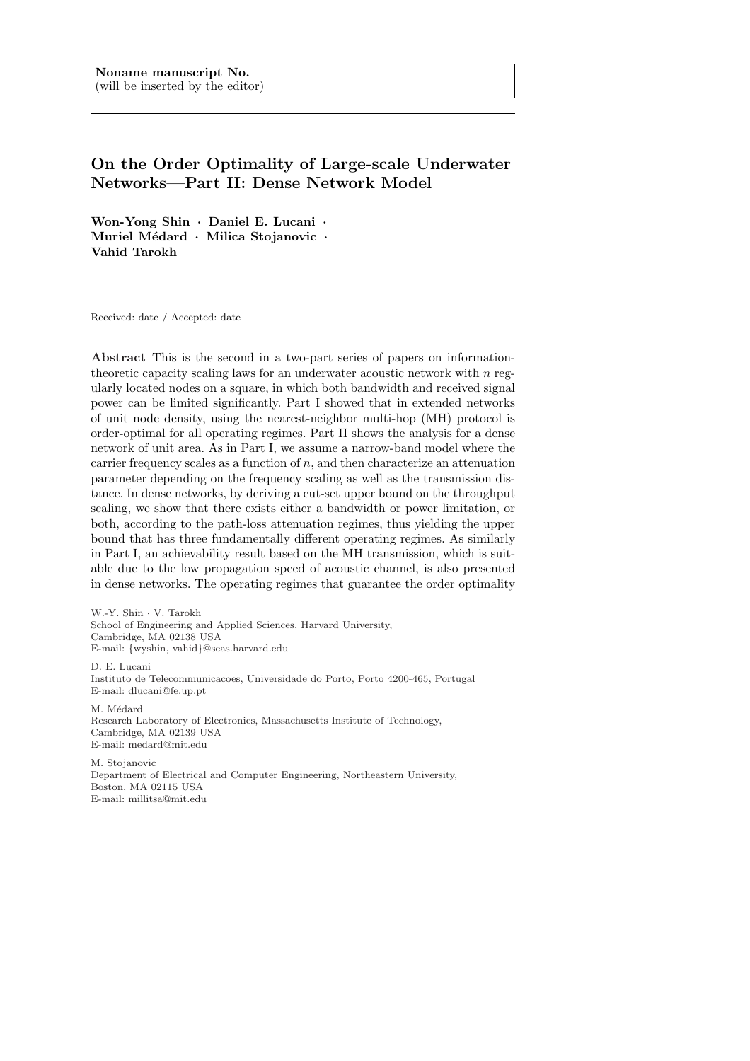**Noname manuscript No.**
(will be inserted by the editor)

# On the Order Optimality of Large-scale Underwater Networks—Part II: Dense Network Model

**Won-Yong Shin · Daniel E. Lucani · Muriel Médard · Milica Stojanovic · Vahid Tarokh**

Received: date / Accepted: date

**Abstract** This is the second in a two-part series of papers on information-theoretic capacity scaling laws for an underwater acoustic network with $n$ regularly located nodes on a square, in which both bandwidth and received signal power can be limited significantly. Part I showed that in extended networks of unit node density, using the nearest-neighbor multi-hop (MH) protocol is order-optimal for all operating regimes. Part II shows the analysis for a dense network of unit area. As in Part I, we assume a narrow-band model where the carrier frequency scales as a function of $n$, and then characterize an attenuation parameter depending on the frequency scaling as well as the transmission distance. In dense networks, by deriving a cut-set upper bound on the throughput scaling, we show that there exists either a bandwidth or power limitation, or both, according to the path-loss attenuation regimes, thus yielding the upper bound that has three fundamentally different operating regimes. As similarly in Part I, an achievability result based on the MH transmission, which is suitable due to the low propagation speed of acoustic channel, is also presented in dense networks. The operating regimes that guarantee the order optimality

---

W.-Y. Shin · V. Tarokh
School of Engineering and Applied Sciences, Harvard University,
Cambridge, MA 02138 USA
E-mail: {wyshin, vahid}@seas.harvard.edu

D. E. Lucani
Instituto de Telecommunicacoes, Universidade do Porto, Porto 4200-465, Portugal
E-mail: dlucani@fe.up.pt

M. Médard
Research Laboratory of Electronics, Massachusetts Institute of Technology,
Cambridge, MA 02139 USA
E-mail: medard@mit.edu

M. Stojanovic
Department of Electrical and Computer Engineering, Northeastern University,
Boston, MA 02115 USA
E-mail: millitsa@mit.edu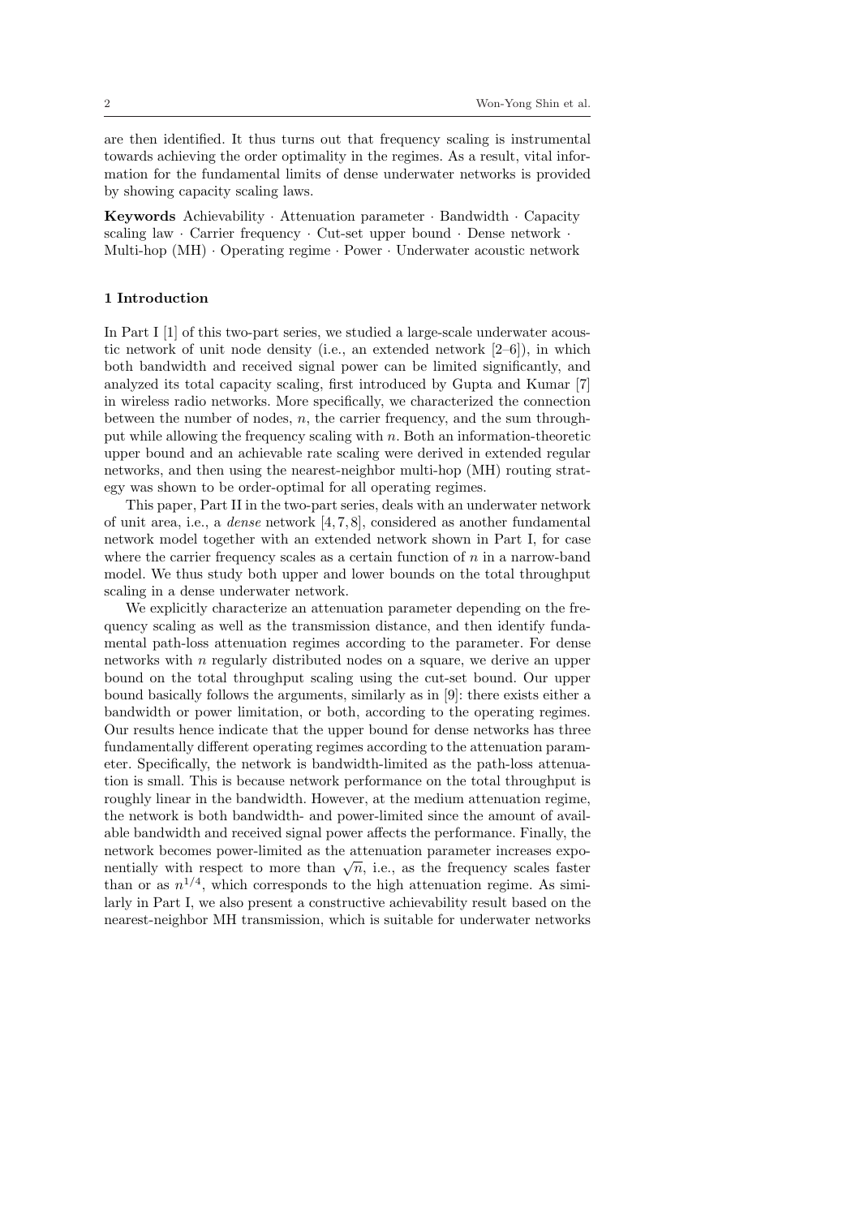are then identified. It thus turns out that frequency scaling is instrumental towards achieving the order optimality in the regimes. As a result, vital information for the fundamental limits of dense underwater networks is provided by showing capacity scaling laws.

**Keywords** Achievability · Attenuation parameter · Bandwidth · Capacity scaling law · Carrier frequency · Cut-set upper bound · Dense network · Multi-hop (MH) · Operating regime · Power · Underwater acoustic network

## 1 Introduction

In Part I [1] of this two-part series, we studied a large-scale underwater acoustic network of unit node density (i.e., an extended network [2–6]), in which both bandwidth and received signal power can be limited significantly, and analyzed its total capacity scaling, first introduced by Gupta and Kumar [7] in wireless radio networks. More specifically, we characterized the connection between the number of nodes, $n$, the carrier frequency, and the sum throughput while allowing the frequency scaling with $n$. Both an information-theoretic upper bound and an achievable rate scaling were derived in extended regular networks, and then using the nearest-neighbor multi-hop (MH) routing strategy was shown to be order-optimal for all operating regimes.

This paper, Part II in the two-part series, deals with an underwater network of unit area, i.e., a *dense* network [4, 7, 8], considered as another fundamental network model together with an extended network shown in Part I, for case where the carrier frequency scales as a certain function of $n$ in a narrow-band model. We thus study both upper and lower bounds on the total throughput scaling in a dense underwater network.

We explicitly characterize an attenuation parameter depending on the frequency scaling as well as the transmission distance, and then identify fundamental path-loss attenuation regimes according to the parameter. For dense networks with $n$ regularly distributed nodes on a square, we derive an upper bound on the total throughput scaling using the cut-set bound. Our upper bound basically follows the arguments, similarly as in [9]: there exists either a bandwidth or power limitation, or both, according to the operating regimes. Our results hence indicate that the upper bound for dense networks has three fundamentally different operating regimes according to the attenuation parameter. Specifically, the network is bandwidth-limited as the path-loss attenuation is small. This is because network performance on the total throughput is roughly linear in the bandwidth. However, at the medium attenuation regime, the network is both bandwidth- and power-limited since the amount of available bandwidth and received signal power affects the performance. Finally, the network becomes power-limited as the attenuation parameter increases exponentially with respect to more than $\sqrt{n}$, i.e., as the frequency scales faster than or as $n^{1/4}$, which corresponds to the high attenuation regime. As similarly in Part I, we also present a constructive achievability result based on the nearest-neighbor MH transmission, which is suitable for underwater networks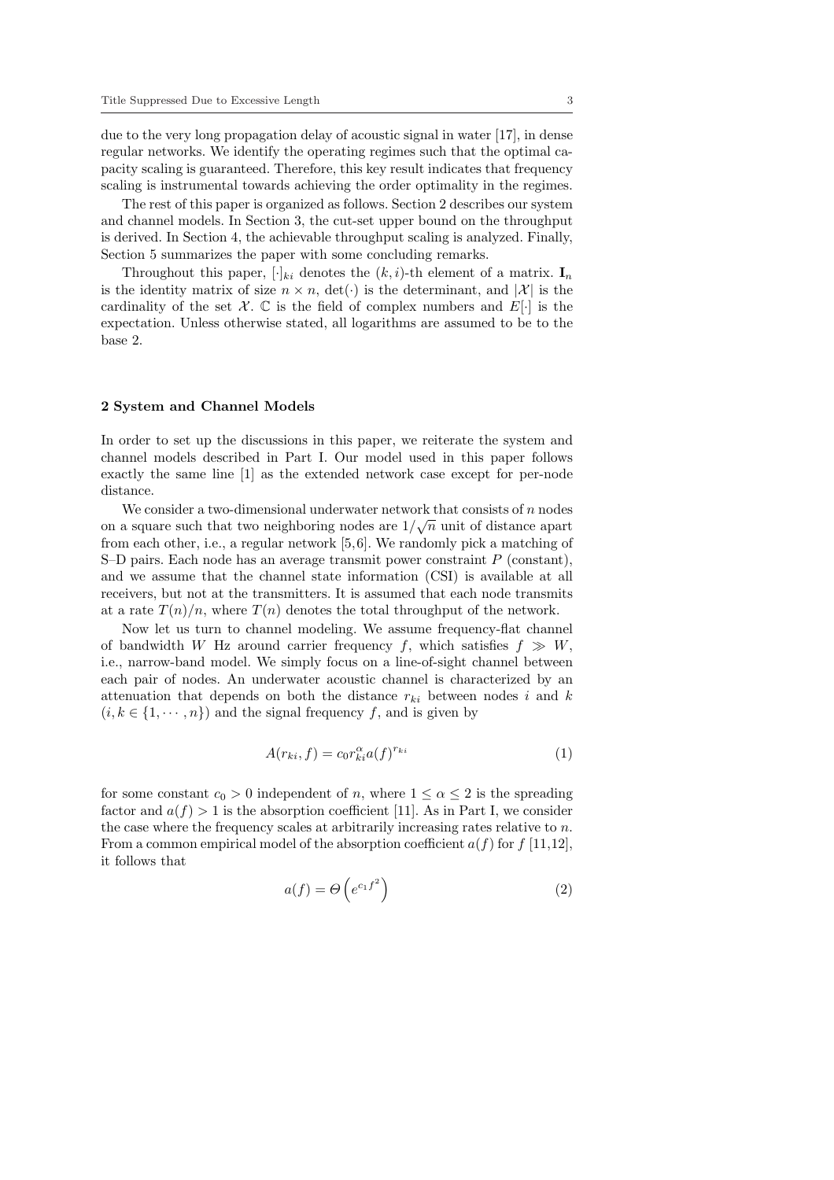due to the very long propagation delay of acoustic signal in water [17], in dense regular networks. We identify the operating regimes such that the optimal capacity scaling is guaranteed. Therefore, this key result indicates that frequency scaling is instrumental towards achieving the order optimality in the regimes.

The rest of this paper is organized as follows. Section 2 describes our system and channel models. In Section 3, the cut-set upper bound on the throughput is derived. In Section 4, the achievable throughput scaling is analyzed. Finally, Section 5 summarizes the paper with some concluding remarks.

Throughout this paper, $[\cdot]_{ki}$ denotes the $(k,i)$-th element of a matrix. $\mathbf{I}_n$ is the identity matrix of size $n \times n$, $\det(\cdot)$ is the determinant, and $|\mathcal{X}|$ is the cardinality of the set $\mathcal{X}$. $\mathbb{C}$ is the field of complex numbers and $E[\cdot]$ is the expectation. Unless otherwise stated, all logarithms are assumed to be to the base 2.

## 2 System and Channel Models

In order to set up the discussions in this paper, we reiterate the system and channel models described in Part I. Our model used in this paper follows exactly the same line [1] as the extended network case except for per-node distance.

We consider a two-dimensional underwater network that consists of $n$ nodes on a square such that two neighboring nodes are $1/\sqrt{n}$ unit of distance apart from each other, i.e., a regular network [5,6]. We randomly pick a matching of S–D pairs. Each node has an average transmit power constraint $P$ (constant), and we assume that the channel state information (CSI) is available at all receivers, but not at the transmitters. It is assumed that each node transmits at a rate $T(n)/n$, where $T(n)$ denotes the total throughput of the network.

Now let us turn to channel modeling. We assume frequency-flat channel of bandwidth $W$ Hz around carrier frequency $f$, which satisfies $f \gg W$, i.e., narrow-band model. We simply focus on a line-of-sight channel between each pair of nodes. An underwater acoustic channel is characterized by an attenuation that depends on both the distance $r_{ki}$ between nodes $i$ and $k$ $(i, k \in \{1, \cdots, n\})$ and the signal frequency $f$, and is given by

$$A(r_{ki}, f) = c_0 r_{ki}^{\alpha} a(f)^{r_{ki}} \tag{1}$$

for some constant $c_0 > 0$ independent of $n$, where $1 \leq \alpha \leq 2$ is the spreading factor and $a(f) > 1$ is the absorption coefficient [11]. As in Part I, we consider the case where the frequency scales at arbitrarily increasing rates relative to $n$. From a common empirical model of the absorption coefficient $a(f)$ for $f$ [11,12], it follows that

$$a(f) = \Theta\left(e^{c_1 f^2}\right) \tag{2}$$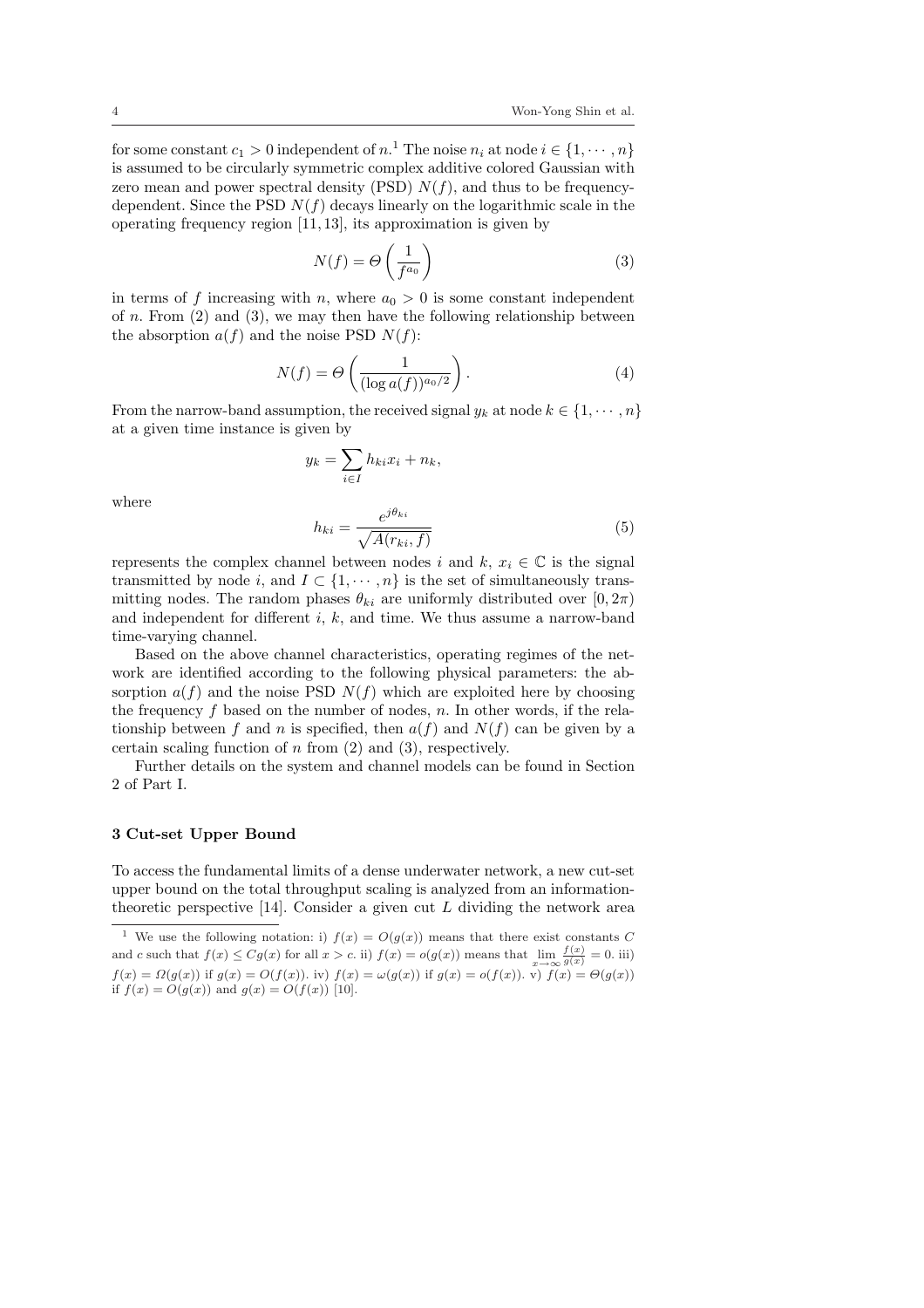for some constant $c_1 > 0$ independent of $n$.[1] The noise $n_i$ at node $i \in \{1, \cdots, n\}$ is assumed to be circularly symmetric complex additive colored Gaussian with zero mean and power spectral density (PSD) $N(f)$, and thus to be frequency-dependent. Since the PSD $N(f)$ decays linearly on the logarithmic scale in the operating frequency region [11, 13], its approximation is given by

$$N(f) = \Theta\left(\frac{1}{f^{a_0}}\right) \tag{3}$$

in terms of $f$ increasing with $n$, where $a_0 > 0$ is some constant independent of $n$. From (2) and (3), we may then have the following relationship between the absorption $a(f)$ and the noise PSD $N(f)$:

$$N(f) = \Theta\left(\frac{1}{(\log a(f))^{a_0/2}}\right). \tag{4}$$

From the narrow-band assumption, the received signal $y_k$ at node $k \in \{1, \cdots, n\}$ at a given time instance is given by

$$y_k = \sum_{i \in I} h_{ki} x_i + n_k,$$

where

$$h_{ki} = \frac{e^{j\theta_{ki}}}{\sqrt{A(r_{ki}, f)}} \tag{5}$$

represents the complex channel between nodes $i$ and $k$, $x_i \in \mathbb{C}$ is the signal transmitted by node $i$, and $I \subset \{1, \cdots, n\}$ is the set of simultaneously transmitting nodes. The random phases $\theta_{ki}$ are uniformly distributed over $[0, 2\pi)$ and independent for different $i$, $k$, and time. We thus assume a narrow-band time-varying channel.

Based on the above channel characteristics, operating regimes of the network are identified according to the following physical parameters: the absorption $a(f)$ and the noise PSD $N(f)$ which are exploited here by choosing the frequency $f$ based on the number of nodes, $n$. In other words, if the relationship between $f$ and $n$ is specified, then $a(f)$ and $N(f)$ can be given by a certain scaling function of $n$ from (2) and (3), respectively.

Further details on the system and channel models can be found in Section 2 of Part I.

## 3 Cut-set Upper Bound

To access the fundamental limits of a dense underwater network, a new cut-set upper bound on the total throughput scaling is analyzed from an information-theoretic perspective [14]. Consider a given cut $L$ dividing the network area

---

[1] We use the following notation: i) $f(x) = O(g(x))$ means that there exist constants $C$ and $c$ such that $f(x) \leq Cg(x)$ for all $x > c$. ii) $f(x) = o(g(x))$ means that $\lim_{x\to\infty} \frac{f(x)}{g(x)} = 0$. iii) $f(x) = \Omega(g(x))$ if $g(x) = O(f(x))$. iv) $f(x) = \omega(g(x))$ if $g(x) = o(f(x))$. v) $f(x) = \Theta(g(x))$ if $f(x) = O(g(x))$ and $g(x) = O(f(x))$ [10].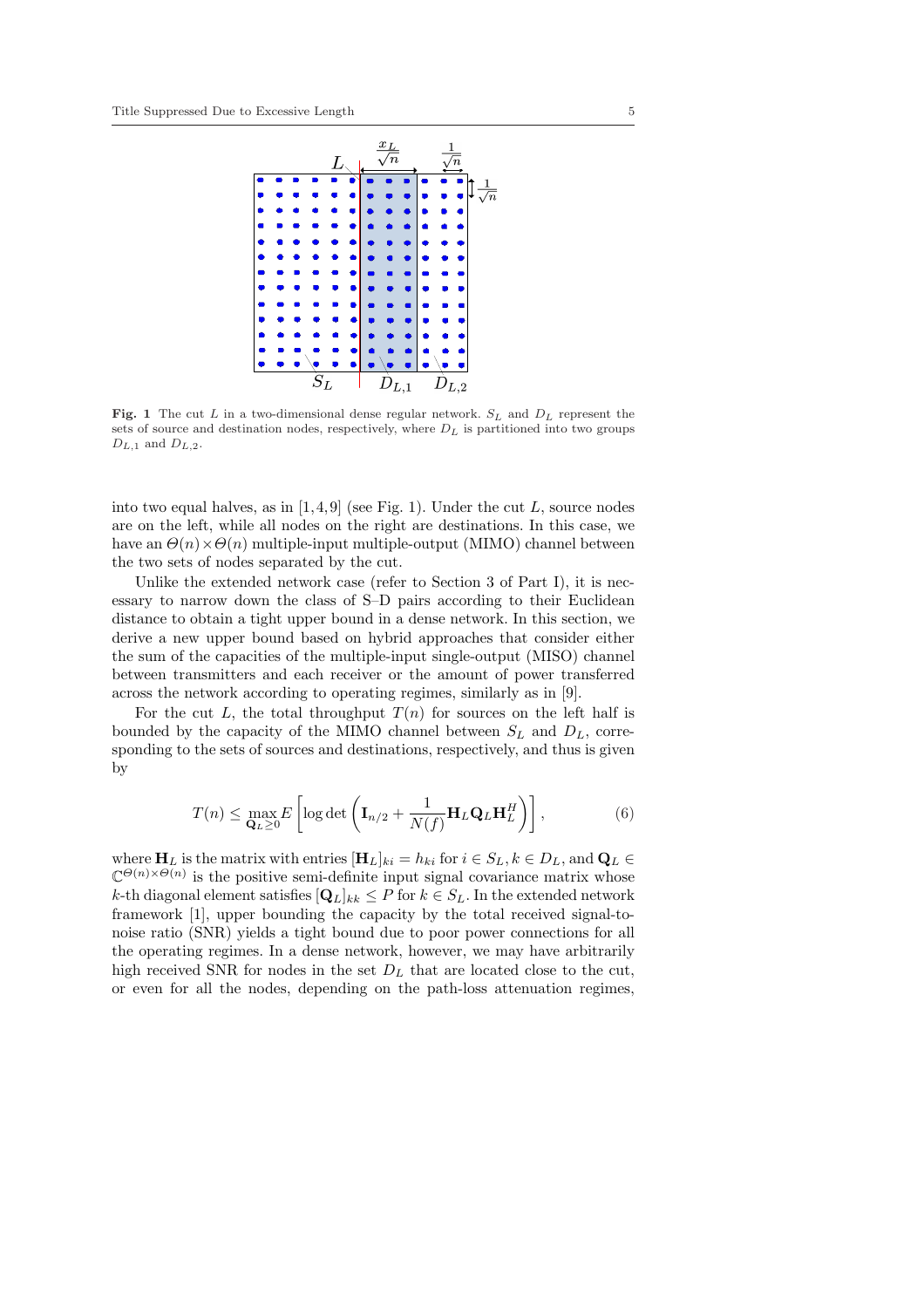**Fig. 1** The cut $L$ in a two-dimensional dense regular network. $S_L$ and $D_L$ represent the sets of source and destination nodes, respectively, where $D_L$ is partitioned into two groups $D_{L,1}$ and $D_{L,2}$.

into two equal halves, as in [1,4,9] (see Fig. 1). Under the cut $L$, source nodes are on the left, while all nodes on the right are destinations. In this case, we have an $\Theta(n)\times\Theta(n)$ multiple-input multiple-output (MIMO) channel between the two sets of nodes separated by the cut.

Unlike the extended network case (refer to Section 3 of Part I), it is necessary to narrow down the class of S–D pairs according to their Euclidean distance to obtain a tight upper bound in a dense network. In this section, we derive a new upper bound based on hybrid approaches that consider either the sum of the capacities of the multiple-input single-output (MISO) channel between transmitters and each receiver or the amount of power transferred across the network according to operating regimes, similarly as in [9].

For the cut $L$, the total throughput $T(n)$ for sources on the left half is bounded by the capacity of the MIMO channel between $S_L$ and $D_L$, corresponding to the sets of sources and destinations, respectively, and thus is given by

$$T(n) \leq \max_{\mathbf{Q}_L\geq 0} E\left[\log\det\left(\mathbf{I}_{n/2} + \frac{1}{N(f)}\mathbf{H}_L\mathbf{Q}_L\mathbf{H}_L^H\right)\right], \tag{6}$$

where $\mathbf{H}_L$ is the matrix with entries $[\mathbf{H}_L]_{ki} = h_{ki}$ for $i \in S_L, k \in D_L$, and $\mathbf{Q}_L \in \mathbb{C}^{\Theta(n)\times\Theta(n)}$ is the positive semi-definite input signal covariance matrix whose $k$-th diagonal element satisfies $[\mathbf{Q}_L]_{kk} \leq P$ for $k \in S_L$. In the extended network framework [1], upper bounding the capacity by the total received signal-to-noise ratio (SNR) yields a tight bound due to poor power connections for all the operating regimes. In a dense network, however, we may have arbitrarily high received SNR for nodes in the set $D_L$ that are located close to the cut, or even for all the nodes, depending on the path-loss attenuation regimes,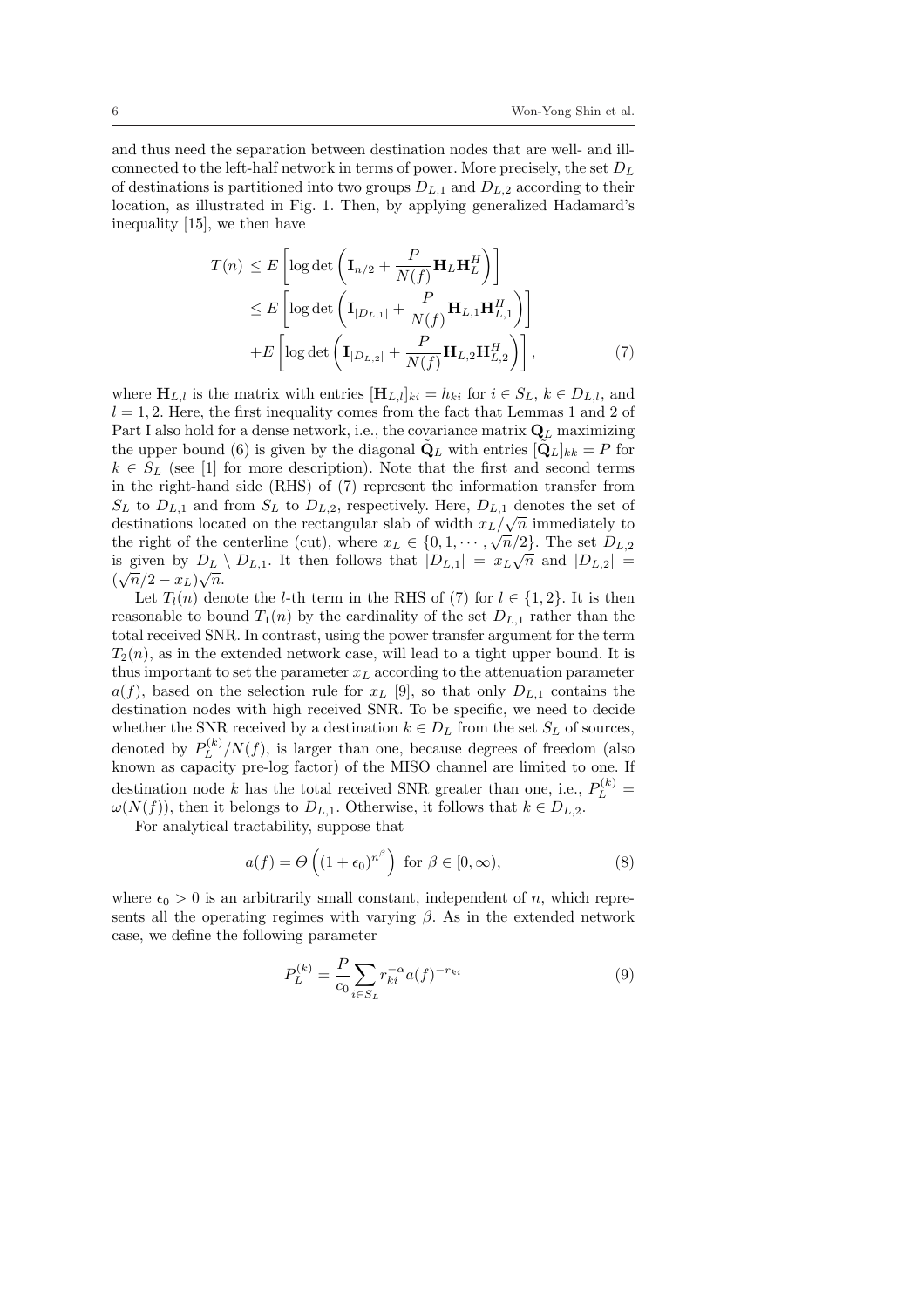and thus need the separation between destination nodes that are well- and ill-connected to the left-half network in terms of power. More precisely, the set $D_L$ of destinations is partitioned into two groups $D_{L,1}$ and $D_{L,2}$ according to their location, as illustrated in Fig. 1. Then, by applying generalized Hadamard's inequality [15], we then have

$$
\begin{aligned}
T(n) &\le E\left[\log\det\left(\mathbf{I}_{n/2} + \frac{P}{N(f)}\mathbf{H}_L\mathbf{H}_L^H\right)\right] \\
&\le E\left[\log\det\left(\mathbf{I}_{|D_{L,1}|} + \frac{P}{N(f)}\mathbf{H}_{L,1}\mathbf{H}_{L,1}^H\right)\right] \\
&+ E\left[\log\det\left(\mathbf{I}_{|D_{L,2}|} + \frac{P}{N(f)}\mathbf{H}_{L,2}\mathbf{H}_{L,2}^H\right)\right],
\end{aligned} \tag{7}
$$

where $\mathbf{H}_{L,l}$ is the matrix with entries $[\mathbf{H}_{L,l}]_{ki} = h_{ki}$ for $i \in S_L$, $k \in D_{L,l}$, and $l = 1, 2$. Here, the first inequality comes from the fact that Lemmas 1 and 2 of Part I also hold for a dense network, i.e., the covariance matrix $\mathbf{Q}_L$ maximizing the upper bound (6) is given by the diagonal $\tilde{\mathbf{Q}}_L$ with entries $[\tilde{\mathbf{Q}}_L]_{kk} = P$ for $k \in S_L$ (see [1] for more description). Note that the first and second terms in the right-hand side (RHS) of (7) represent the information transfer from $S_L$ to $D_{L,1}$ and from $S_L$ to $D_{L,2}$, respectively. Here, $D_{L,1}$ denotes the set of destinations located on the rectangular slab of width $x_L/\sqrt{n}$ immediately to the right of the centerline (cut), where $x_L \in \{0, 1, \cdots, \sqrt{n}/2\}$. The set $D_{L,2}$ is given by $D_L \setminus D_{L,1}$. It then follows that $|D_{L,1}| = x_L\sqrt{n}$ and $|D_{L,2}| = (\sqrt{n}/2 - x_L)\sqrt{n}$.

Let $T_l(n)$ denote the $l$-th term in the RHS of (7) for $l \in \{1, 2\}$. It is then reasonable to bound $T_1(n)$ by the cardinality of the set $D_{L,1}$ rather than the total received SNR. In contrast, using the power transfer argument for the term $T_2(n)$, as in the extended network case, will lead to a tight upper bound. It is thus important to set the parameter $x_L$ according to the attenuation parameter $a(f)$, based on the selection rule for $x_L$ [9], so that only $D_{L,1}$ contains the destination nodes with high received SNR. To be specific, we need to decide whether the SNR received by a destination $k \in D_L$ from the set $S_L$ of sources, denoted by $P_L^{(k)}/N(f)$, is larger than one, because degrees of freedom (also known as capacity pre-log factor) of the MISO channel are limited to one. If destination node $k$ has the total received SNR greater than one, i.e., $P_L^{(k)} = \omega(N(f))$, then it belongs to $D_{L,1}$. Otherwise, it follows that $k \in D_{L,2}$.

For analytical tractability, suppose that

$$
a(f) = \Theta\left((1+\epsilon_0)^{n^\beta}\right) \text{ for } \beta \in [0, \infty), \tag{8}
$$

where $\epsilon_0 > 0$ is an arbitrarily small constant, independent of $n$, which represents all the operating regimes with varying $\beta$. As in the extended network case, we define the following parameter

$$
P_L^{(k)} = \frac{P}{c_0}\sum_{i \in S_L} r_{ki}^{-\alpha} a(f)^{-r_{ki}} \tag{9}
$$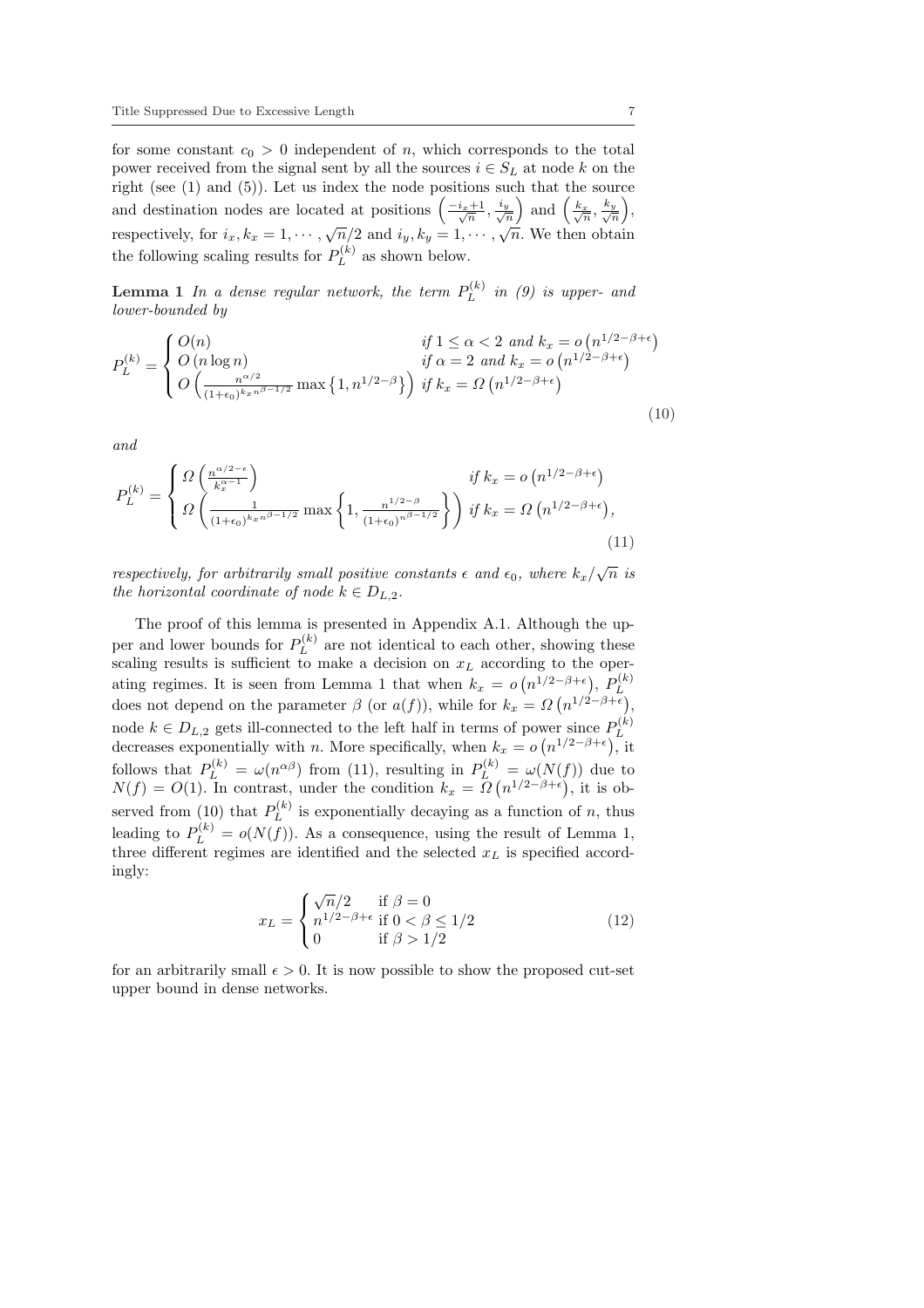for some constant $c_0 > 0$ independent of $n$, which corresponds to the total power received from the signal sent by all the sources $i \in S_L$ at node $k$ on the right (see (1) and (5)). Let us index the node positions such that the source and destination nodes are located at positions $\left(\frac{-i_x+1}{\sqrt{n}}, \frac{i_y}{\sqrt{n}}\right)$ and $\left(\frac{k_x}{\sqrt{n}}, \frac{k_y}{\sqrt{n}}\right)$, respectively, for $i_x, k_x = 1, \cdots, \sqrt{n}/2$ and $i_y, k_y = 1, \cdots, \sqrt{n}$. We then obtain the following scaling results for $P_L^{(k)}$ as shown below.

**Lemma 1** *In a dense regular network, the term $P_L^{(k)}$ in (9) is upper- and lower-bounded by*

$$P_L^{(k)} = \begin{cases} O(n) & \text{if } 1 \le \alpha < 2 \text{ and } k_x = o\left(n^{1/2-\beta+\epsilon}\right) \\ O\left(n \log n\right) & \text{if } \alpha = 2 \text{ and } k_x = o\left(n^{1/2-\beta+\epsilon}\right) \\ O\left(\frac{n^{\alpha/2}}{(1+\epsilon_0)^{k_x n^{\beta-1/2}}} \max\left\{1, n^{1/2-\beta}\right\}\right) & \text{if } k_x = \Omega\left(n^{1/2-\beta+\epsilon}\right) \end{cases} \tag{10}$$

*and*

$$P_L^{(k)} = \begin{cases} \Omega\left(\frac{n^{\alpha/2-\epsilon}}{k_x^{\alpha-1}}\right) & \text{if } k_x = o\left(n^{1/2-\beta+\epsilon}\right) \\ \Omega\left(\frac{1}{(1+\epsilon_0)^{k_x n^{\beta-1/2}}} \max\left\{1, \frac{n^{1/2-\beta}}{(1+\epsilon_0)^{n^{\beta-1/2}}}\right\}\right) & \text{if } k_x = \Omega\left(n^{1/2-\beta+\epsilon}\right), \end{cases} \tag{11}$$

*respectively, for arbitrarily small positive constants $\epsilon$ and $\epsilon_0$, where $k_x/\sqrt{n}$ is the horizontal coordinate of node $k \in D_{L,2}$.*

The proof of this lemma is presented in Appendix A.1. Although the upper and lower bounds for $P_L^{(k)}$ are not identical to each other, showing these scaling results is sufficient to make a decision on $x_L$ according to the operating regimes. It is seen from Lemma 1 that when $k_x = o\left(n^{1/2-\beta+\epsilon}\right)$, $P_L^{(k)}$ does not depend on the parameter $\beta$ (or $a(f)$), while for $k_x = \Omega\left(n^{1/2-\beta+\epsilon}\right)$, node $k \in D_{L,2}$ gets ill-connected to the left half in terms of power since $P_L^{(k)}$ decreases exponentially with $n$. More specifically, when $k_x = o\left(n^{1/2-\beta+\epsilon}\right)$, it follows that $P_L^{(k)} = \omega(n^{\alpha\beta})$ from (11), resulting in $P_L^{(k)} = \omega(N(f))$ due to $N(f) = O(1)$. In contrast, under the condition $k_x = \Omega\left(n^{1/2-\beta+\epsilon}\right)$, it is observed from (10) that $P_L^{(k)}$ is exponentially decaying as a function of $n$, thus leading to $P_L^{(k)} = o(N(f))$. As a consequence, using the result of Lemma 1, three different regimes are identified and the selected $x_L$ is specified accordingly:

$$x_L = \begin{cases} \sqrt{n}/2 & \text{if } \beta = 0 \\ n^{1/2-\beta+\epsilon} & \text{if } 0 < \beta \le 1/2 \\ 0 & \text{if } \beta > 1/2 \end{cases} \tag{12}$$

for an arbitrarily small $\epsilon > 0$. It is now possible to show the proposed cut-set upper bound in dense networks.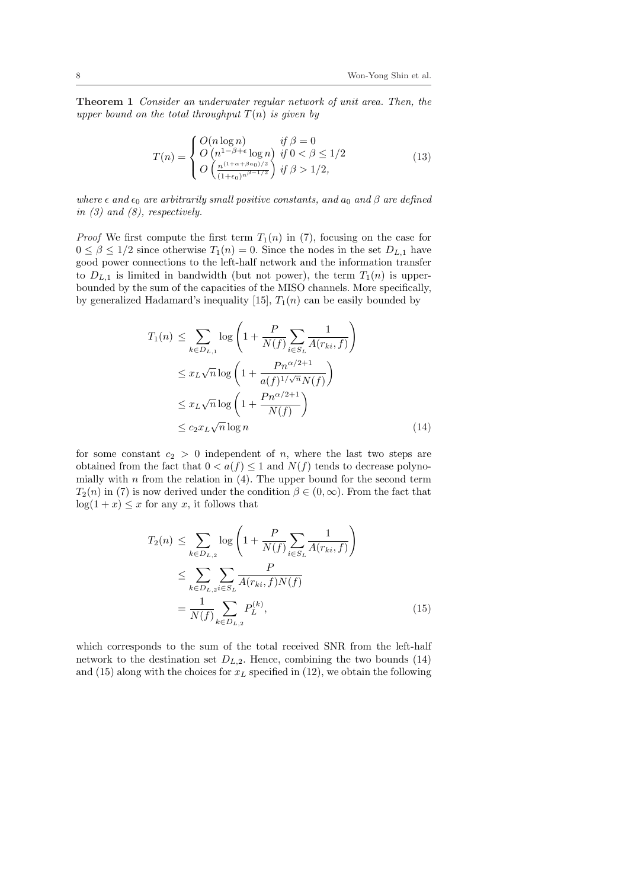**Theorem 1** *Consider an underwater regular network of unit area. Then, the upper bound on the total throughput $T(n)$ is given by*

$$T(n) = \begin{cases} O(n \log n) & \text{if } \beta = 0 \\ O\left(n^{1-\beta+\epsilon} \log n\right) & \text{if } 0 < \beta \leq 1/2 \\ O\left(\frac{n^{(1+\alpha+\beta a_0)/2}}{(1+\epsilon_0)^{n^{\beta-1/2}}}\right) & \text{if } \beta > 1/2, \end{cases} \tag{13}$$

*where $\epsilon$ and $\epsilon_0$ are arbitrarily small positive constants, and $a_0$ and $\beta$ are defined in (3) and (8), respectively.*

*Proof* We first compute the first term $T_1(n)$ in (7), focusing on the case for $0 \leq \beta \leq 1/2$ since otherwise $T_1(n) = 0$. Since the nodes in the set $D_{L,1}$ have good power connections to the left-half network and the information transfer to $D_{L,1}$ is limited in bandwidth (but not power), the term $T_1(n)$ is upper-bounded by the sum of the capacities of the MISO channels. More specifically, by generalized Hadamard's inequality [15], $T_1(n)$ can be easily bounded by

$$\begin{aligned} T_1(n) &\leq \sum_{k \in D_{L,1}} \log\left(1 + \frac{P}{N(f)} \sum_{i \in S_L} \frac{1}{A(r_{ki}, f)}\right) \\ &\leq x_L \sqrt{n} \log\left(1 + \frac{P n^{\alpha/2+1}}{a(f)^{1/\sqrt{n}} N(f)}\right) \\ &\leq x_L \sqrt{n} \log\left(1 + \frac{P n^{\alpha/2+1}}{N(f)}\right) \\ &\leq c_2 x_L \sqrt{n} \log n \end{aligned} \tag{14}$$

for some constant $c_2 > 0$ independent of $n$, where the last two steps are obtained from the fact that $0 < a(f) \leq 1$ and $N(f)$ tends to decrease polynomially with $n$ from the relation in (4). The upper bound for the second term $T_2(n)$ in (7) is now derived under the condition $\beta \in (0, \infty)$. From the fact that $\log(1 + x) \leq x$ for any $x$, it follows that

$$\begin{aligned} T_2(n) &\leq \sum_{k \in D_{L,2}} \log\left(1 + \frac{P}{N(f)} \sum_{i \in S_L} \frac{1}{A(r_{ki}, f)}\right) \\ &\leq \sum_{k \in D_{L,2}} \sum_{i \in S_L} \frac{P}{A(r_{ki}, f) N(f)} \\ &= \frac{1}{N(f)} \sum_{k \in D_{L,2}} P_L^{(k)}, \end{aligned} \tag{15}$$

which corresponds to the sum of the total received SNR from the left-half network to the destination set $D_{L,2}$. Hence, combining the two bounds (14) and (15) along with the choices for $x_L$ specified in (12), we obtain the following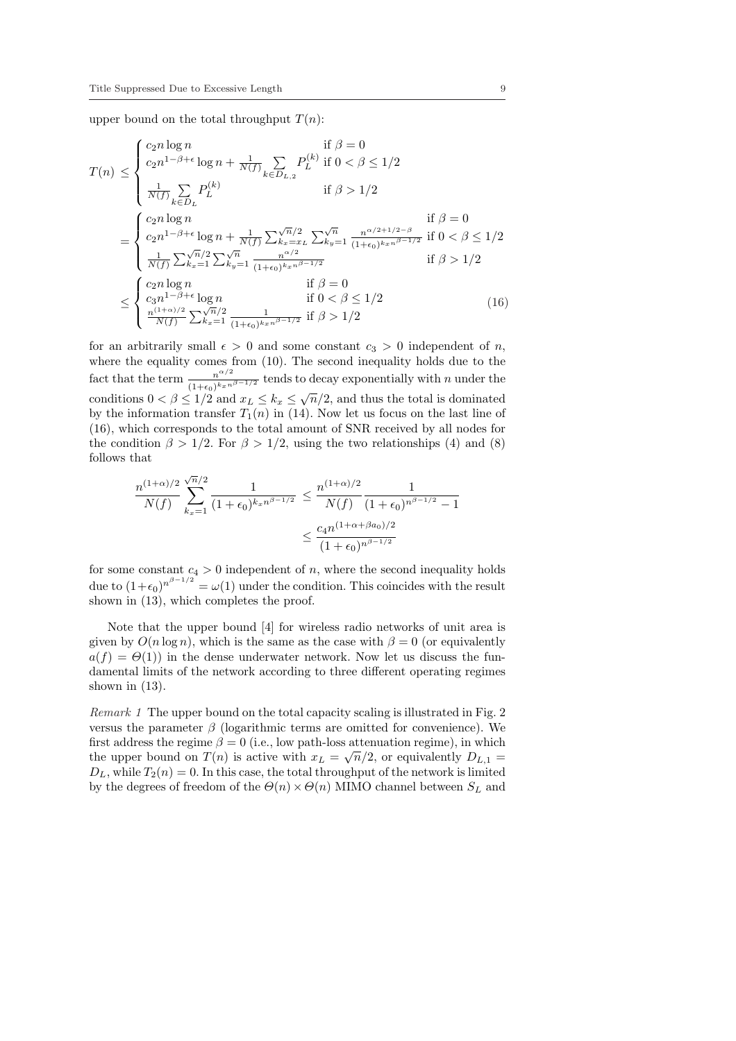upper bound on the total throughput $T(n)$:

$$
\begin{aligned}
T(n) &\le \begin{cases} c_2 n \log n & \text{if } \beta = 0 \\ c_2 n^{1-\beta+\epsilon} \log n + \frac{1}{N(f)} \sum_{k \in D_{L,2}} P_L^{(k)} & \text{if } 0 < \beta \le 1/2 \\ \frac{1}{N(f)} \sum_{k \in D_L} P_L^{(k)} & \text{if } \beta > 1/2 \end{cases} \\
&= \begin{cases} c_2 n \log n & \text{if } \beta = 0 \\ c_2 n^{1-\beta+\epsilon} \log n + \frac{1}{N(f)} \sum_{k_x = x_L}^{\sqrt{n}/2} \sum_{k_y=1}^{\sqrt{n}} \frac{n^{\alpha/2+1/2-\beta}}{(1+\epsilon_0)^{k_x n^{\beta-1/2}}} & \text{if } 0 < \beta \le 1/2 \\ \frac{1}{N(f)} \sum_{k_x=1}^{\sqrt{n}/2} \sum_{k_y=1}^{\sqrt{n}} \frac{n^{\alpha/2}}{(1+\epsilon_0)^{k_x n^{\beta-1/2}}} & \text{if } \beta > 1/2 \end{cases} \\
&\le \begin{cases} c_2 n \log n & \text{if } \beta = 0 \\ c_3 n^{1-\beta+\epsilon} \log n & \text{if } 0 < \beta \le 1/2 \\ \frac{n^{(1+\alpha)/2}}{N(f)} \sum_{k_x=1}^{\sqrt{n}/2} \frac{1}{(1+\epsilon_0)^{k_x n^{\beta-1/2}}} & \text{if } \beta > 1/2 \end{cases}
\end{aligned}
\tag{16}
$$

for an arbitrarily small $\epsilon > 0$ and some constant $c_3 > 0$ independent of $n$, where the equality comes from (10). The second inequality holds due to the fact that the term $\frac{n^{\alpha/2}}{(1+\epsilon_0)^{k_x n^{\beta-1/2}}}$ tends to decay exponentially with $n$ under the conditions $0 < \beta \le 1/2$ and $x_L \le k_x \le \sqrt{n}/2$, and thus the total is dominated by the information transfer $T_1(n)$ in (14). Now let us focus on the last line of (16), which corresponds to the total amount of SNR received by all nodes for the condition $\beta > 1/2$. For $\beta > 1/2$, using the two relationships (4) and (8) follows that

$$
\begin{aligned}
\frac{n^{(1+\alpha)/2}}{N(f)} \sum_{k_x=1}^{\sqrt{n}/2} \frac{1}{(1+\epsilon_0)^{k_x n^{\beta-1/2}}} &\le \frac{n^{(1+\alpha)/2}}{N(f)} \frac{1}{(1+\epsilon_0)^{n^{\beta-1/2}} - 1} \\
&\le \frac{c_4 n^{(1+\alpha+\beta a_0)/2}}{(1+\epsilon_0)^{n^{\beta-1/2}}}
\end{aligned}
$$

for some constant $c_4 > 0$ independent of $n$, where the second inequality holds due to $(1+\epsilon_0)^{n^{\beta-1/2}} = \omega(1)$ under the condition. This coincides with the result shown in (13), which completes the proof.

Note that the upper bound [4] for wireless radio networks of unit area is given by $O(n \log n)$, which is the same as the case with $\beta = 0$ (or equivalently $a(f) = \Theta(1)$) in the dense underwater network. Now let us discuss the fundamental limits of the network according to three different operating regimes shown in (13).

*Remark 1* The upper bound on the total capacity scaling is illustrated in Fig. 2 versus the parameter $\beta$ (logarithmic terms are omitted for convenience). We first address the regime $\beta = 0$ (i.e., low path-loss attenuation regime), in which the upper bound on $T(n)$ is active with $x_L = \sqrt{n}/2$, or equivalently $D_{L,1} = D_L$, while $T_2(n) = 0$. In this case, the total throughput of the network is limited by the degrees of freedom of the $\Theta(n) \times \Theta(n)$ MIMO channel between $S_L$ and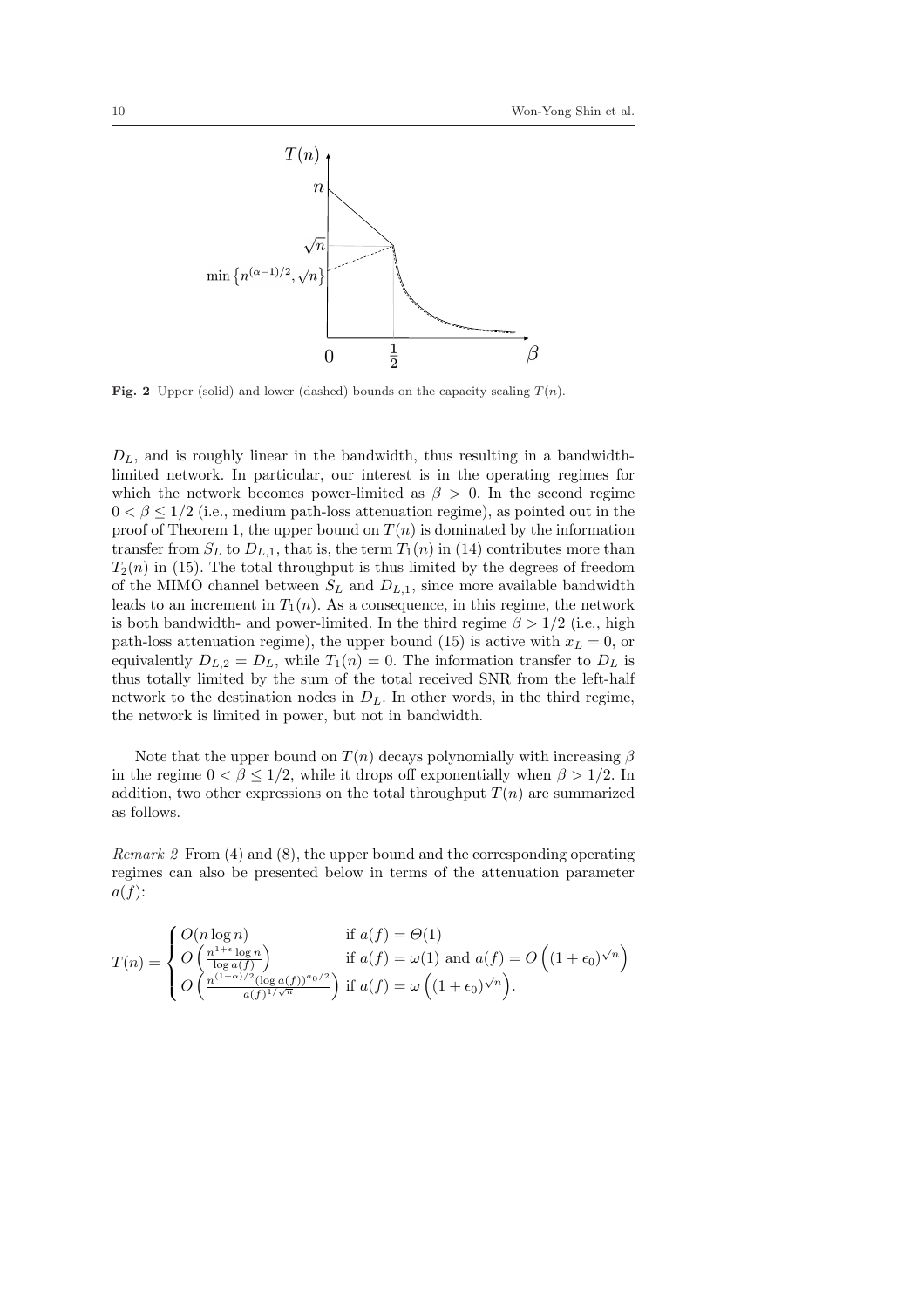**Fig. 2** Upper (solid) and lower (dashed) bounds on the capacity scaling $T(n)$.

$D_L$, and is roughly linear in the bandwidth, thus resulting in a bandwidth-limited network. In particular, our interest is in the operating regimes for which the network becomes power-limited as $\beta > 0$. In the second regime $0 < \beta \leq 1/2$ (i.e., medium path-loss attenuation regime), as pointed out in the proof of Theorem 1, the upper bound on $T(n)$ is dominated by the information transfer from $S_L$ to $D_{L,1}$, that is, the term $T_1(n)$ in (14) contributes more than $T_2(n)$ in (15). The total throughput is thus limited by the degrees of freedom of the MIMO channel between $S_L$ and $D_{L,1}$, since more available bandwidth leads to an increment in $T_1(n)$. As a consequence, in this regime, the network is both bandwidth- and power-limited. In the third regime $\beta > 1/2$ (i.e., high path-loss attenuation regime), the upper bound (15) is active with $x_L = 0$, or equivalently $D_{L,2} = D_L$, while $T_1(n) = 0$. The information transfer to $D_L$ is thus totally limited by the sum of the total received SNR from the left-half network to the destination nodes in $D_L$. In other words, in the third regime, the network is limited in power, but not in bandwidth.

Note that the upper bound on $T(n)$ decays polynomially with increasing $\beta$ in the regime $0 < \beta \leq 1/2$, while it drops off exponentially when $\beta > 1/2$. In addition, two other expressions on the total throughput $T(n)$ are summarized as follows.

*Remark 2* From (4) and (8), the upper bound and the corresponding operating regimes can also be presented below in terms of the attenuation parameter $a(f)$:

$$T(n) = \begin{cases} O(n \log n) & \text{if } a(f) = \Theta(1) \\ O\left(\frac{n^{1+\epsilon} \log n}{\log a(f)}\right) & \text{if } a(f) = \omega(1) \text{ and } a(f) = O\left((1+\epsilon_0)^{\sqrt{n}}\right) \\ O\left(\frac{n^{(1+\alpha)/2} (\log a(f))^{a_0/2}}{a(f)^{1/\sqrt{n}}}\right) & \text{if } a(f) = \omega\left((1+\epsilon_0)^{\sqrt{n}}\right). \end{cases}$$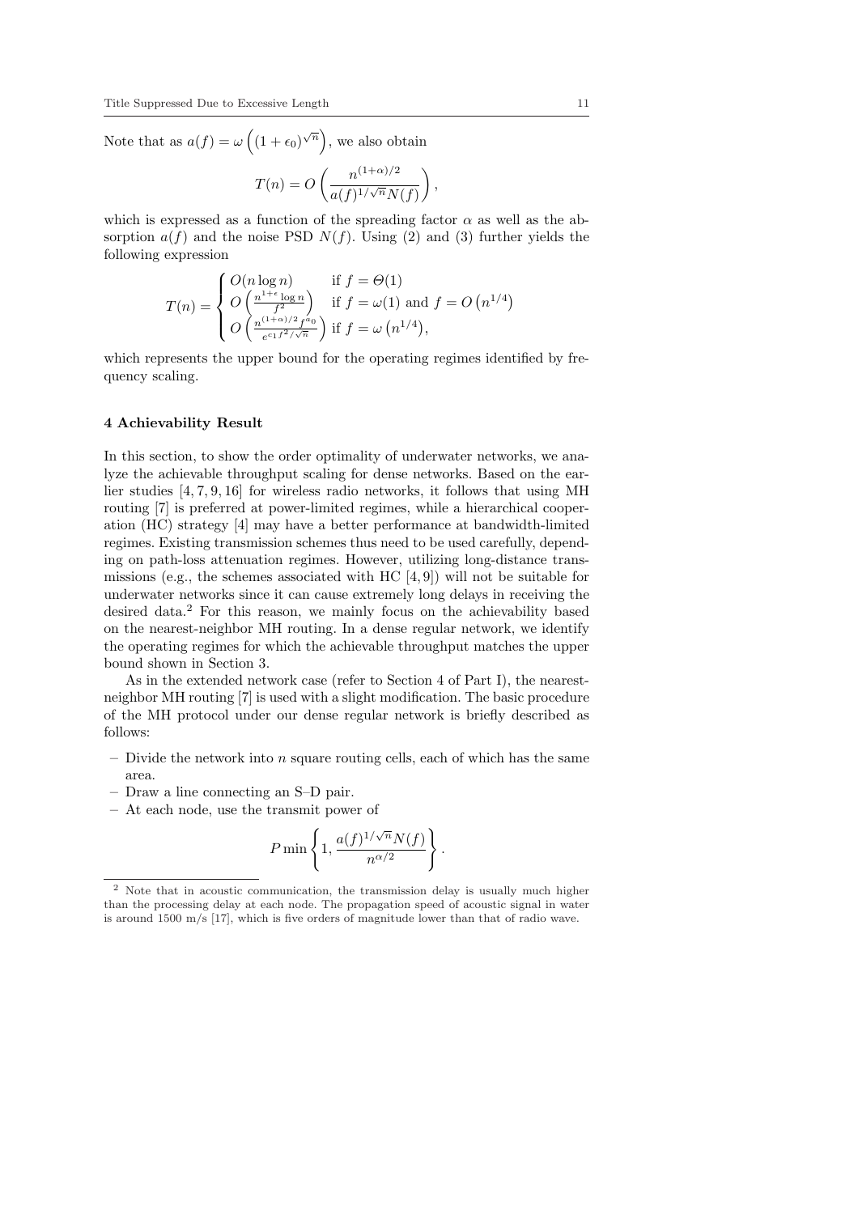Note that as $a(f) = \omega\left((1+\epsilon_0)^{\sqrt{n}}\right)$, we also obtain

$$T(n) = O\left(\frac{n^{(1+\alpha)/2}}{a(f)^{1/\sqrt{n}}N(f)}\right),$$

which is expressed as a function of the spreading factor $\alpha$ as well as the absorption $a(f)$ and the noise PSD $N(f)$. Using (2) and (3) further yields the following expression

$$T(n) = \begin{cases} O(n \log n) & \text{if } f = \Theta(1) \\ O\left(\frac{n^{1+\epsilon}\log n}{f^2}\right) & \text{if } f = \omega(1) \text{ and } f = O\left(n^{1/4}\right) \\ O\left(\frac{n^{(1+\alpha)/2} f^{a_0}}{e^{c_1 f^2/\sqrt{n}}}\right) & \text{if } f = \omega\left(n^{1/4}\right), \end{cases}$$

which represents the upper bound for the operating regimes identified by frequency scaling.

## 4 Achievability Result

In this section, to show the order optimality of underwater networks, we analyze the achievable throughput scaling for dense networks. Based on the earlier studies [4, 7, 9, 16] for wireless radio networks, it follows that using MH routing [7] is preferred at power-limited regimes, while a hierarchical cooperation (HC) strategy [4] may have a better performance at bandwidth-limited regimes. Existing transmission schemes thus need to be used carefully, depending on path-loss attenuation regimes. However, utilizing long-distance transmissions (e.g., the schemes associated with HC [4, 9]) will not be suitable for underwater networks since it can cause extremely long delays in receiving the desired data.[2] For this reason, we mainly focus on the achievability based on the nearest-neighbor MH routing. In a dense regular network, we identify the operating regimes for which the achievable throughput matches the upper bound shown in Section 3.

As in the extended network case (refer to Section 4 of Part I), the nearest-neighbor MH routing [7] is used with a slight modification. The basic procedure of the MH protocol under our dense regular network is briefly described as follows:

- Divide the network into $n$ square routing cells, each of which has the same area.
- Draw a line connecting an S–D pair.
- At each node, use the transmit power of

$$P \min\left\{1, \frac{a(f)^{1/\sqrt{n}}N(f)}{n^{\alpha/2}}\right\}.$$

[2] Note that in acoustic communication, the transmission delay is usually much higher than the processing delay at each node. The propagation speed of acoustic signal in water is around 1500 m/s [17], which is five orders of magnitude lower than that of radio wave.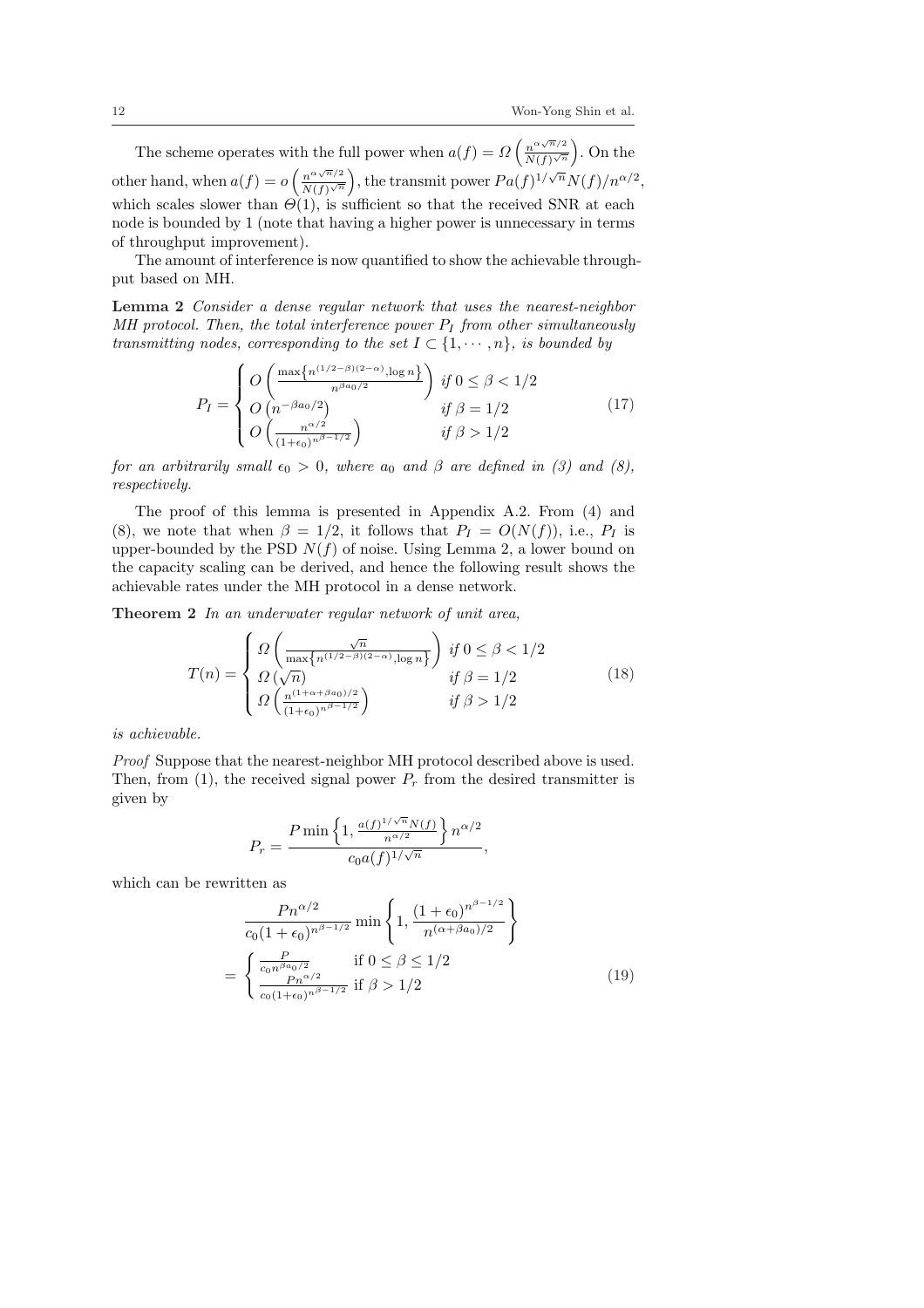The scheme operates with the full power when $a(f) = \Omega\left(\frac{n^{\alpha\sqrt{n}/2}}{N(f)^{\sqrt{n}}}\right)$. On the other hand, when $a(f) = o\left(\frac{n^{\alpha\sqrt{n}/2}}{N(f)^{\sqrt{n}}}\right)$, the transmit power $Pa(f)^{1/\sqrt{n}}N(f)/n^{\alpha/2}$, which scales slower than $\Theta(1)$, is sufficient so that the received SNR at each node is bounded by 1 (note that having a higher power is unnecessary in terms of throughput improvement).

The amount of interference is now quantified to show the achievable throughput based on MH.

**Lemma 2** *Consider a dense regular network that uses the nearest-neighbor MH protocol. Then, the total interference power $P_I$ from other simultaneously transmitting nodes, corresponding to the set $I \subset \{1, \cdots, n\}$, is bounded by*

$$P_I = \begin{cases} O\left(\frac{\max\left\{n^{(1/2-\beta)(2-\alpha)}, \log n\right\}}{n^{\beta a_0/2}}\right) & \text{if } 0 \le \beta < 1/2 \\ O\left(n^{-\beta a_0/2}\right) & \text{if } \beta = 1/2 \\ O\left(\frac{n^{\alpha/2}}{(1+\epsilon_0)^{n^{\beta-1/2}}}\right) & \text{if } \beta > 1/2 \end{cases} \tag{17}$$

*for an arbitrarily small $\epsilon_0 > 0$, where $a_0$ and $\beta$ are defined in (3) and (8), respectively.*

The proof of this lemma is presented in Appendix A.2. From (4) and (8), we note that when $\beta = 1/2$, it follows that $P_I = O(N(f))$, i.e., $P_I$ is upper-bounded by the PSD $N(f)$ of noise. Using Lemma 2, a lower bound on the capacity scaling can be derived, and hence the following result shows the achievable rates under the MH protocol in a dense network.

**Theorem 2** *In an underwater regular network of unit area,*

$$T(n) = \begin{cases} \Omega\left(\frac{\sqrt{n}}{\max\left\{n^{(1/2-\beta)(2-\alpha)}, \log n\right\}}\right) & \text{if } 0 \le \beta < 1/2 \\ \Omega\left(\sqrt{n}\right) & \text{if } \beta = 1/2 \\ \Omega\left(\frac{n^{(1+\alpha+\beta a_0)/2}}{(1+\epsilon_0)^{n^{\beta-1/2}}}\right) & \text{if } \beta > 1/2 \end{cases} \tag{18}$$

*is achievable.*

*Proof* Suppose that the nearest-neighbor MH protocol described above is used. Then, from (1), the received signal power $P_r$ from the desired transmitter is given by

$$P_r = \frac{P \min\left\{1, \frac{a(f)^{1/\sqrt{n}}N(f)}{n^{\alpha/2}}\right\} n^{\alpha/2}}{c_0 a(f)^{1/\sqrt{n}}},$$

which can be rewritten as

$$\begin{aligned} &\frac{Pn^{\alpha/2}}{c_0(1+\epsilon_0)^{n^{\beta-1/2}}} \min\left\{1, \frac{(1+\epsilon_0)^{n^{\beta-1/2}}}{n^{(\alpha+\beta a_0)/2}}\right\} \\ &= \begin{cases} \frac{P}{c_0 n^{\beta a_0/2}} & \text{if } 0 \le \beta \le 1/2 \\ \frac{Pn^{\alpha/2}}{c_0(1+\epsilon_0)^{n^{\beta-1/2}}} & \text{if } \beta > 1/2 \end{cases} \end{aligned} \tag{19}$$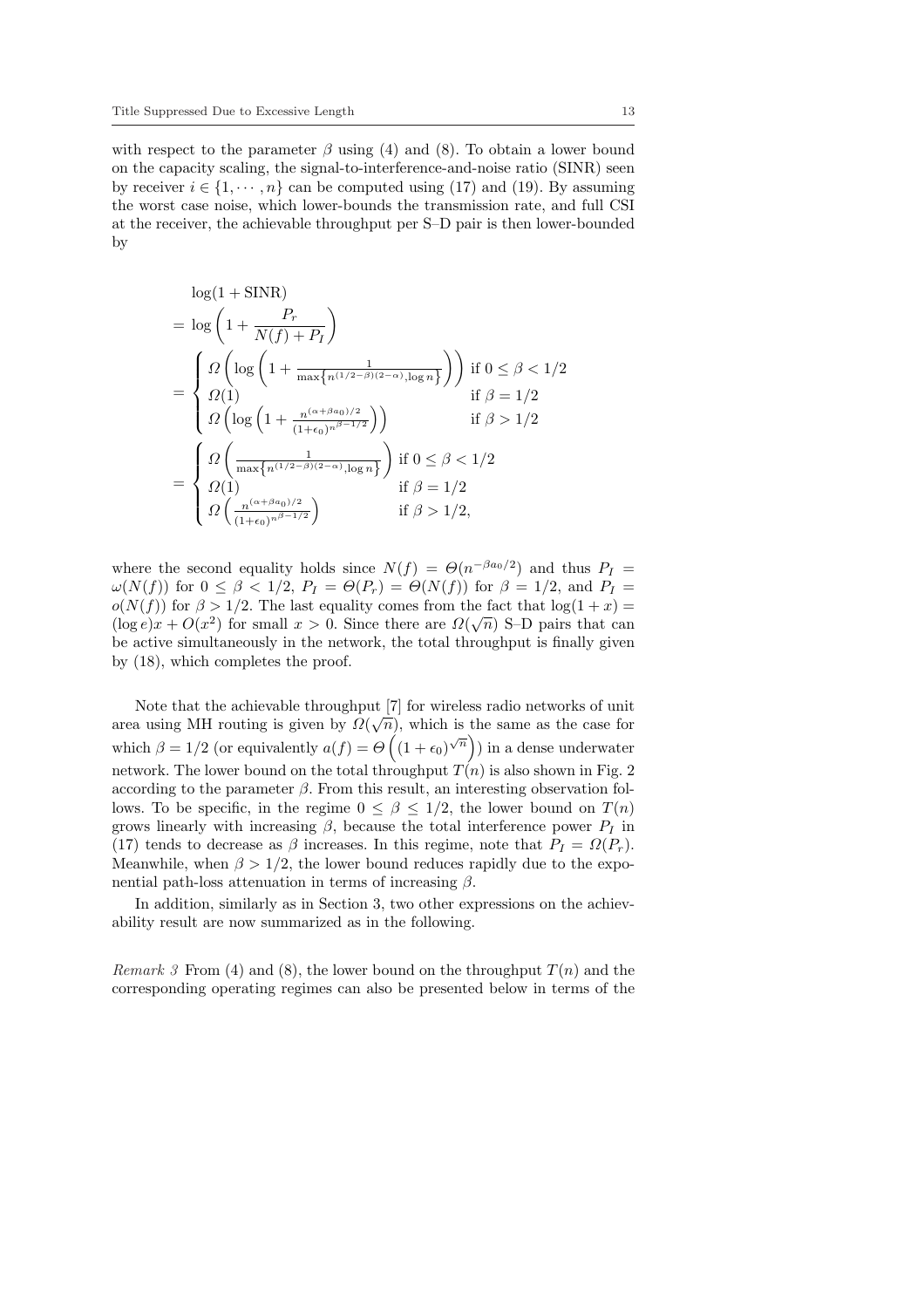with respect to the parameter $\beta$ using (4) and (8). To obtain a lower bound on the capacity scaling, the signal-to-interference-and-noise ratio (SINR) seen by receiver $i \in \{1, \cdots, n\}$ can be computed using (17) and (19). By assuming the worst case noise, which lower-bounds the transmission rate, and full CSI at the receiver, the achievable throughput per S–D pair is then lower-bounded by

$$
\begin{aligned}
&\log(1 + \text{SINR}) \\
&= \log\left(1 + \frac{P_r}{N(f) + P_I}\right) \\
&= \begin{cases} \Omega\left(\log\left(1 + \frac{1}{\max\left\{n^{(1/2-\beta)(2-\alpha)}, \log n\right\}}\right)\right) & \text{if } 0 \le \beta < 1/2 \\ \Omega(1) & \text{if } \beta = 1/2 \\ \Omega\left(\log\left(1 + \frac{n^{(\alpha+\beta a_0)/2}}{(1+\epsilon_0)^{n^{\beta-1/2}}}\right)\right) & \text{if } \beta > 1/2 \end{cases} \\
&= \begin{cases} \Omega\left(\frac{1}{\max\left\{n^{(1/2-\beta)(2-\alpha)}, \log n\right\}}\right) & \text{if } 0 \le \beta < 1/2 \\ \Omega(1) & \text{if } \beta = 1/2 \\ \Omega\left(\frac{n^{(\alpha+\beta a_0)/2}}{(1+\epsilon_0)^{n^{\beta-1/2}}}\right) & \text{if } \beta > 1/2, \end{cases}
\end{aligned}
$$

where the second equality holds since $N(f) = \Theta(n^{-\beta a_0/2})$ and thus $P_I = \omega(N(f))$ for $0 \le \beta < 1/2$, $P_I = \Theta(P_r) = \Theta(N(f))$ for $\beta = 1/2$, and $P_I = o(N(f))$ for $\beta > 1/2$. The last equality comes from the fact that $\log(1 + x) = (\log e)x + O(x^2)$ for small $x > 0$. Since there are $\Omega(\sqrt{n})$ S–D pairs that can be active simultaneously in the network, the total throughput is finally given by (18), which completes the proof.

Note that the achievable throughput [7] for wireless radio networks of unit area using MH routing is given by $\Omega(\sqrt{n})$, which is the same as the case for which $\beta = 1/2$ (or equivalently $a(f) = \Theta\left((1 + \epsilon_0)^{\sqrt{n}}\right)$) in a dense underwater network. The lower bound on the total throughput $T(n)$ is also shown in Fig. 2 according to the parameter $\beta$. From this result, an interesting observation follows. To be specific, in the regime $0 \le \beta \le 1/2$, the lower bound on $T(n)$ grows linearly with increasing $\beta$, because the total interference power $P_I$ in (17) tends to decrease as $\beta$ increases. In this regime, note that $P_I = \Omega(P_r)$. Meanwhile, when $\beta > 1/2$, the lower bound reduces rapidly due to the exponential path-loss attenuation in terms of increasing $\beta$.

In addition, similarly as in Section 3, two other expressions on the achievability result are now summarized as in the following.

*Remark 3* From (4) and (8), the lower bound on the throughput $T(n)$ and the corresponding operating regimes can also be presented below in terms of the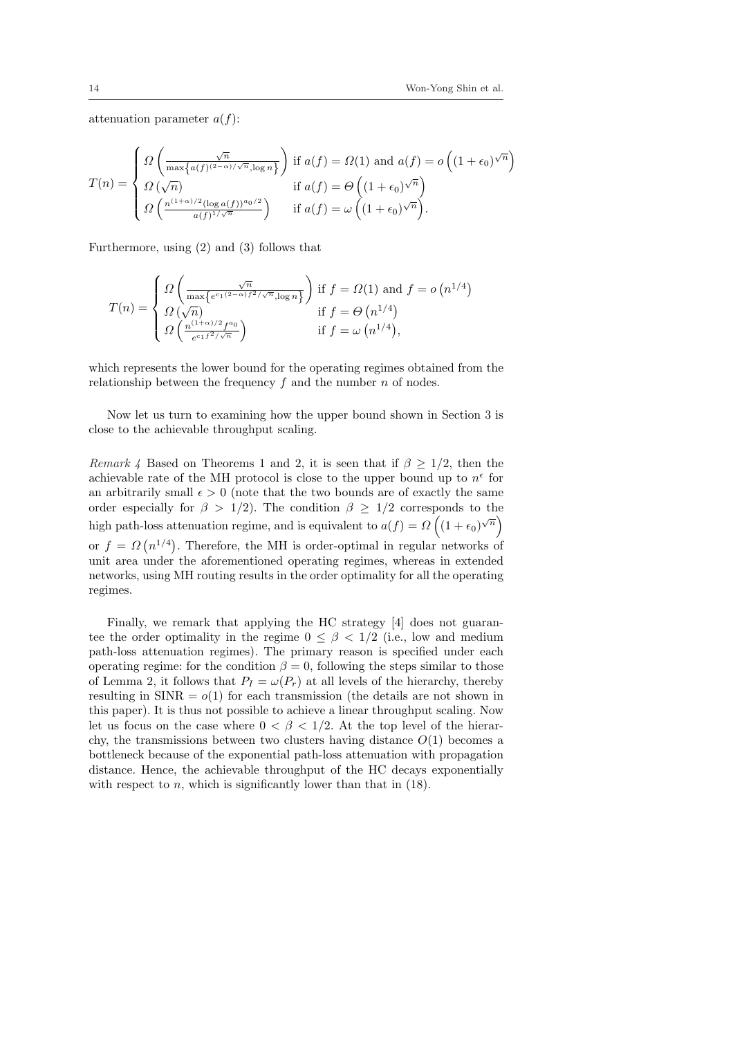attenuation parameter $a(f)$:

$$T(n) = \begin{cases} \Omega\left(\frac{\sqrt{n}}{\max\left\{a(f)^{(2-\alpha)/\sqrt{n}}, \log n\right\}}\right) & \text{if } a(f) = \Omega(1) \text{ and } a(f) = o\left((1+\epsilon_0)^{\sqrt{n}}\right) \\ \Omega\left(\sqrt{n}\right) & \text{if } a(f) = \Theta\left((1+\epsilon_0)^{\sqrt{n}}\right) \\ \Omega\left(\frac{n^{(1+\alpha)/2}(\log a(f))^{a_0/2}}{a(f)^{1/\sqrt{n}}}\right) & \text{if } a(f) = \omega\left((1+\epsilon_0)^{\sqrt{n}}\right). \end{cases}$$

Furthermore, using (2) and (3) follows that

$$T(n) = \begin{cases} \Omega\left(\frac{\sqrt{n}}{\max\left\{e^{c_1(2-\alpha)f^2/\sqrt{n}}, \log n\right\}}\right) & \text{if } f = \Omega(1) \text{ and } f = o\left(n^{1/4}\right) \\ \Omega\left(\sqrt{n}\right) & \text{if } f = \Theta\left(n^{1/4}\right) \\ \Omega\left(\frac{n^{(1+\alpha)/2}f^{a_0}}{e^{c_1 f^2/\sqrt{n}}}\right) & \text{if } f = \omega\left(n^{1/4}\right), \end{cases}$$

which represents the lower bound for the operating regimes obtained from the relationship between the frequency $f$ and the number $n$ of nodes.

Now let us turn to examining how the upper bound shown in Section 3 is close to the achievable throughput scaling.

*Remark 4* Based on Theorems 1 and 2, it is seen that if $\beta \geq 1/2$, then the achievable rate of the MH protocol is close to the upper bound up to $n^{\epsilon}$ for an arbitrarily small $\epsilon > 0$ (note that the two bounds are of exactly the same order especially for $\beta > 1/2$). The condition $\beta \geq 1/2$ corresponds to the high path-loss attenuation regime, and is equivalent to $a(f) = \Omega\left((1+\epsilon_0)^{\sqrt{n}}\right)$ or $f = \Omega\left(n^{1/4}\right)$. Therefore, the MH is order-optimal in regular networks of unit area under the aforementioned operating regimes, whereas in extended networks, using MH routing results in the order optimality for all the operating regimes.

Finally, we remark that applying the HC strategy [4] does not guarantee the order optimality in the regime $0 \leq \beta < 1/2$ (i.e., low and medium path-loss attenuation regimes). The primary reason is specified under each operating regime: for the condition $\beta = 0$, following the steps similar to those of Lemma 2, it follows that $P_I = \omega(P_r)$ at all levels of the hierarchy, thereby resulting in $\text{SINR} = o(1)$ for each transmission (the details are not shown in this paper). It is thus not possible to achieve a linear throughput scaling. Now let us focus on the case where $0 < \beta < 1/2$. At the top level of the hierarchy, the transmissions between two clusters having distance $O(1)$ becomes a bottleneck because of the exponential path-loss attenuation with propagation distance. Hence, the achievable throughput of the HC decays exponentially with respect to $n$, which is significantly lower than that in (18).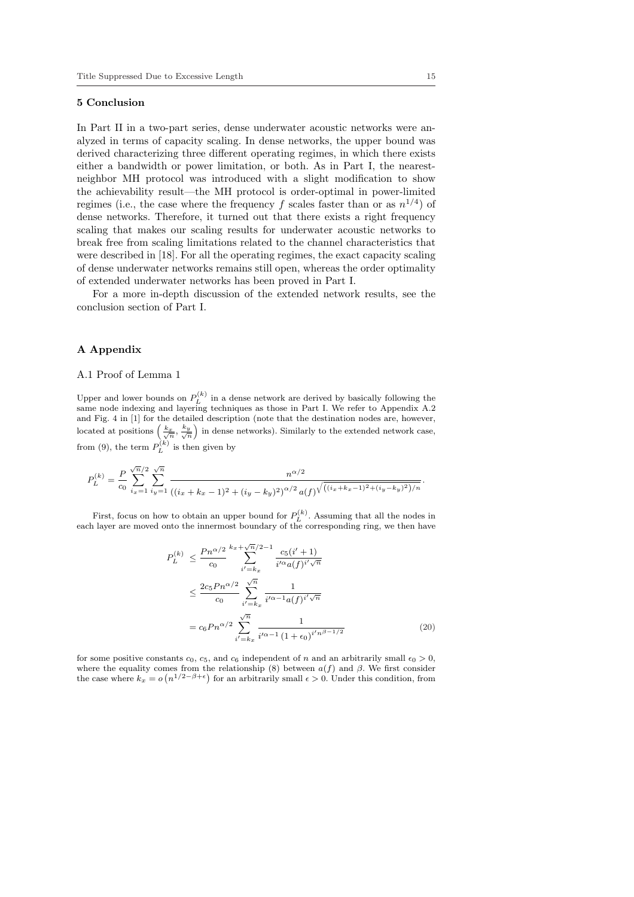## 5 Conclusion

In Part II in a two-part series, dense underwater acoustic networks were analyzed in terms of capacity scaling. In dense networks, the upper bound was derived characterizing three different operating regimes, in which there exists either a bandwidth or power limitation, or both. As in Part I, the nearest-neighbor MH protocol was introduced with a slight modification to show the achievability result—the MH protocol is order-optimal in power-limited regimes (i.e., the case where the frequency $f$ scales faster than or as $n^{1/4}$) of dense networks. Therefore, it turned out that there exists a right frequency scaling that makes our scaling results for underwater acoustic networks to break free from scaling limitations related to the channel characteristics that were described in [18]. For all the operating regimes, the exact capacity scaling of dense underwater networks remains still open, whereas the order optimality of extended underwater networks has been proved in Part I.

For a more in-depth discussion of the extended network results, see the conclusion section of Part I.

## A Appendix

### A.1 Proof of Lemma 1

Upper and lower bounds on $P_L^{(k)}$ in a dense network are derived by basically following the same node indexing and layering techniques as those in Part I. We refer to Appendix A.2 and Fig. 4 in [1] for the detailed description (note that the destination nodes are, however, located at positions $\left(\frac{k_x}{\sqrt{n}}, \frac{k_y}{\sqrt{n}}\right)$ in dense networks). Similarly to the extended network case, from (9), the term $P_L^{(k)}$ is then given by

$$P_L^{(k)} = \frac{P}{c_0} \sum_{i_x=1}^{\sqrt{n}/2} \sum_{i_y=1}^{\sqrt{n}} \frac{n^{\alpha/2}}{\left((i_x+k_x-1)^2+(i_y-k_y)^2\right)^{\alpha/2} a(f)^{\sqrt{((i_x+k_x-1)^2+(i_y-k_y)^2)/n}}}.$$

First, focus on how to obtain an upper bound for $P_L^{(k)}$. Assuming that all the nodes in each layer are moved onto the innermost boundary of the corresponding ring, we then have

$$\begin{aligned} P_L^{(k)} &\le \frac{Pn^{\alpha/2}}{c_0} \sum_{i'=k_x}^{k_x+\sqrt{n}/2-1} \frac{c_5(i'+1)}{i'^{\alpha} a(f)^{i'\sqrt{n}}} \\ &\le \frac{2c_5 P n^{\alpha/2}}{c_0} \sum_{i'=k_x}^{\sqrt{n}} \frac{1}{i'^{\alpha-1} a(f)^{i'\sqrt{n}}} \\ &= c_6 P n^{\alpha/2} \sum_{i'=k_x}^{\sqrt{n}} \frac{1}{i'^{\alpha-1}\left(1+\epsilon_0\right)^{i' n^{\beta-1/2}}} \end{aligned} \tag{20}$$

for some positive constants $c_0$, $c_5$, and $c_6$ independent of $n$ and an arbitrarily small $\epsilon_0 > 0$, where the equality comes from the relationship (8) between $a(f)$ and $\beta$. We first consider the case where $k_x = o\left(n^{1/2-\beta+\epsilon}\right)$ for an arbitrarily small $\epsilon > 0$. Under this condition, from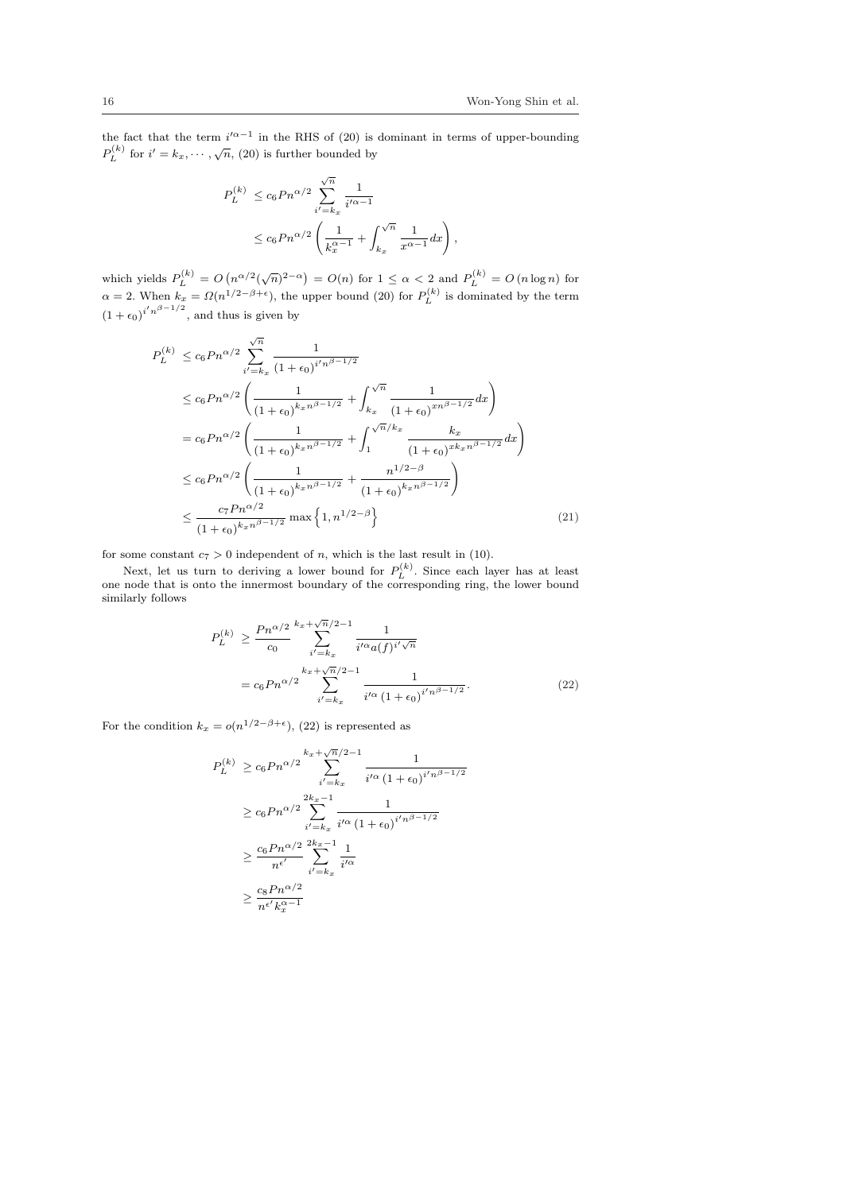the fact that the term $i'^{\alpha-1}$ in the RHS of (20) is dominant in terms of upper-bounding $P_L^{(k)}$ for $i' = k_x, \cdots, \sqrt{n}$, (20) is further bounded by

$$
\begin{aligned}
P_L^{(k)} &\leq c_6 P n^{\alpha/2} \sum_{i'=k_x}^{\sqrt{n}} \frac{1}{i'^{\alpha-1}} \\
&\leq c_6 P n^{\alpha/2} \left( \frac{1}{k_x^{\alpha-1}} + \int_{k_x}^{\sqrt{n}} \frac{1}{x^{\alpha-1}} dx \right),
\end{aligned}
$$

which yields $P_L^{(k)} = O\left(n^{\alpha/2}(\sqrt{n})^{2-\alpha}\right) = O(n)$ for $1 \leq \alpha < 2$ and $P_L^{(k)} = O(n \log n)$ for $\alpha = 2$. When $k_x = \Omega(n^{1/2-\beta+\epsilon})$, the upper bound (20) for $P_L^{(k)}$ is dominated by the term $(1+\epsilon_0)^{i' n^{\beta-1/2}}$, and thus is given by

$$
\begin{aligned}
P_L^{(k)} &\leq c_6 P n^{\alpha/2} \sum_{i'=k_x}^{\sqrt{n}} \frac{1}{(1+\epsilon_0)^{i' n^{\beta-1/2}}} \\
&\leq c_6 P n^{\alpha/2} \left( \frac{1}{(1+\epsilon_0)^{k_x n^{\beta-1/2}}} + \int_{k_x}^{\sqrt{n}} \frac{1}{(1+\epsilon_0)^{x n^{\beta-1/2}}} dx \right) \\
&= c_6 P n^{\alpha/2} \left( \frac{1}{(1+\epsilon_0)^{k_x n^{\beta-1/2}}} + \int_{1}^{\sqrt{n}/k_x} \frac{k_x}{(1+\epsilon_0)^{x k_x n^{\beta-1/2}}} dx \right) \\
&\leq c_6 P n^{\alpha/2} \left( \frac{1}{(1+\epsilon_0)^{k_x n^{\beta-1/2}}} + \frac{n^{1/2-\beta}}{(1+\epsilon_0)^{k_x n^{\beta-1/2}}} \right) \\
&\leq \frac{c_7 P n^{\alpha/2}}{(1+\epsilon_0)^{k_x n^{\beta-1/2}}} \max\left\{1, n^{1/2-\beta}\right\}
\end{aligned} \tag{21}
$$

for some constant $c_7 > 0$ independent of $n$, which is the last result in (10).

Next, let us turn to deriving a lower bound for $P_L^{(k)}$. Since each layer has at least one node that is onto the innermost boundary of the corresponding ring, the lower bound similarly follows

$$
\begin{aligned}
P_L^{(k)} &\geq \frac{P n^{\alpha/2}}{c_0} \sum_{i'=k_x}^{k_x+\sqrt{n}/2-1} \frac{1}{i'^{\alpha} a(f)^{i'\sqrt{n}}} \\
&= c_6 P n^{\alpha/2} \sum_{i'=k_x}^{k_x+\sqrt{n}/2-1} \frac{1}{i'^{\alpha} (1+\epsilon_0)^{i' n^{\beta-1/2}}}.
\end{aligned} \tag{22}
$$

For the condition $k_x = o(n^{1/2-\beta+\epsilon})$, (22) is represented as

$$
\begin{aligned}
P_L^{(k)} &\geq c_6 P n^{\alpha/2} \sum_{i'=k_x}^{k_x+\sqrt{n}/2-1} \frac{1}{i'^{\alpha} (1+\epsilon_0)^{i' n^{\beta-1/2}}} \\
&\geq c_6 P n^{\alpha/2} \sum_{i'=k_x}^{2k_x-1} \frac{1}{i'^{\alpha} (1+\epsilon_0)^{i' n^{\beta-1/2}}} \\
&\geq \frac{c_6 P n^{\alpha/2}}{n^{\epsilon'}} \sum_{i'=k_x}^{2k_x-1} \frac{1}{i'^{\alpha}} \\
&\geq \frac{c_8 P n^{\alpha/2}}{n^{\epsilon'} k_x^{\alpha-1}}
\end{aligned}
$$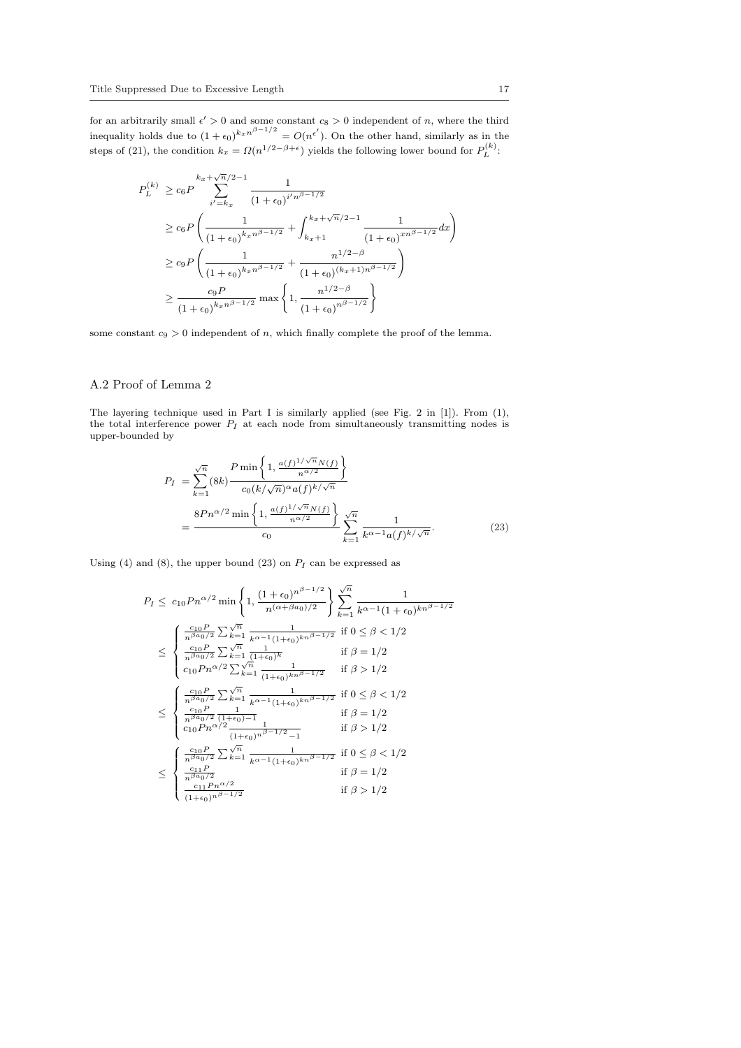for an arbitrarily small $\epsilon' > 0$ and some constant $c_8 > 0$ independent of $n$, where the third inequality holds due to $(1+\epsilon_0)^{k_x n^{\beta-1/2}} = O(n^{\epsilon'})$. On the other hand, similarly as in the steps of (21), the condition $k_x = \Omega(n^{1/2-\beta+\epsilon})$ yields the following lower bound for $P_L^{(k)}$:

$$
\begin{aligned}
P_L^{(k)} &\geq c_6 P \sum_{i'=k_x}^{k_x+\sqrt{n}/2-1} \frac{1}{(1+\epsilon_0)^{i' n^{\beta-1/2}}} \\
&\geq c_6 P \left( \frac{1}{(1+\epsilon_0)^{k_x n^{\beta-1/2}}} + \int_{k_x+1}^{k_x+\sqrt{n}/2-1} \frac{1}{(1+\epsilon_0)^{x n^{\beta-1/2}}} dx \right) \\
&\geq c_9 P \left( \frac{1}{(1+\epsilon_0)^{k_x n^{\beta-1/2}}} + \frac{n^{1/2-\beta}}{(1+\epsilon_0)^{(k_x+1) n^{\beta-1/2}}} \right) \\
&\geq \frac{c_9 P}{(1+\epsilon_0)^{k_x n^{\beta-1/2}}} \max\left\{ 1, \frac{n^{1/2-\beta}}{(1+\epsilon_0)^{n^{\beta-1/2}}} \right\}
\end{aligned}
$$

some constant $c_9 > 0$ independent of $n$, which finally complete the proof of the lemma.

## A.2 Proof of Lemma 2

The layering technique used in Part I is similarly applied (see Fig. 2 in [1]). From (1), the total interference power $P_I$ at each node from simultaneously transmitting nodes is upper-bounded by

$$
\begin{aligned}
P_I &= \sum_{k=1}^{\sqrt{n}} (8k) \frac{P \min\left\{ 1, \frac{a(f)^{1/\sqrt{n}} N(f)}{n^{\alpha/2}} \right\}}{c_0 (k/\sqrt{n})^{\alpha} a(f)^{k/\sqrt{n}}} \\
&= \frac{8P n^{\alpha/2} \min\left\{ 1, \frac{a(f)^{1/\sqrt{n}} N(f)}{n^{\alpha/2}} \right\}}{c_0} \sum_{k=1}^{\sqrt{n}} \frac{1}{k^{\alpha-1} a(f)^{k/\sqrt{n}}}.
\end{aligned} \tag{23}
$$

Using (4) and (8), the upper bound (23) on $P_I$ can be expressed as

$$
\begin{aligned}
P_I &\leq c_{10} P n^{\alpha/2} \min\left\{ 1, \frac{(1+\epsilon_0)^{n^{\beta-1/2}}}{n^{(\alpha+\beta a_0)/2}} \right\} \sum_{k=1}^{\sqrt{n}} \frac{1}{k^{\alpha-1} (1+\epsilon_0)^{k n^{\beta-1/2}}} \\
&\leq \begin{cases} \frac{c_{10} P}{n^{\beta a_0/2}} \sum_{k=1}^{\sqrt{n}} \frac{1}{k^{\alpha-1}(1+\epsilon_0)^{k n^{\beta-1/2}}} & \text{if } 0 \leq \beta < 1/2 \\ \frac{c_{10} P}{n^{\beta a_0/2}} \sum_{k=1}^{\sqrt{n}} \frac{1}{(1+\epsilon_0)^k} & \text{if } \beta = 1/2 \\ c_{10} P n^{\alpha/2} \sum_{k=1}^{\sqrt{n}} \frac{1}{(1+\epsilon_0)^{k n^{\beta-1/2}}} & \text{if } \beta > 1/2 \end{cases} \\
&\leq \begin{cases} \frac{c_{10} P}{n^{\beta a_0/2}} \sum_{k=1}^{\sqrt{n}} \frac{1}{k^{\alpha-1}(1+\epsilon_0)^{k n^{\beta-1/2}}} & \text{if } 0 \leq \beta < 1/2 \\ \frac{c_{10} P}{n^{\beta a_0/2}} \frac{1}{(1+\epsilon_0)-1} & \text{if } \beta = 1/2 \\ c_{10} P n^{\alpha/2} \frac{1}{(1+\epsilon_0)^{n^{\beta-1/2}}-1} & \text{if } \beta > 1/2 \end{cases} \\
&\leq \begin{cases} \frac{c_{10} P}{n^{\beta a_0/2}} \sum_{k=1}^{\sqrt{n}} \frac{1}{k^{\alpha-1}(1+\epsilon_0)^{k n^{\beta-1/2}}} & \text{if } 0 \leq \beta < 1/2 \\ \frac{c_{11} P}{n^{\beta a_0/2}} & \text{if } \beta = 1/2 \\ \frac{c_{11} P n^{\alpha/2}}{(1+\epsilon_0)^{n^{\beta-1/2}}} & \text{if } \beta > 1/2 \end{cases}
\end{aligned}
$$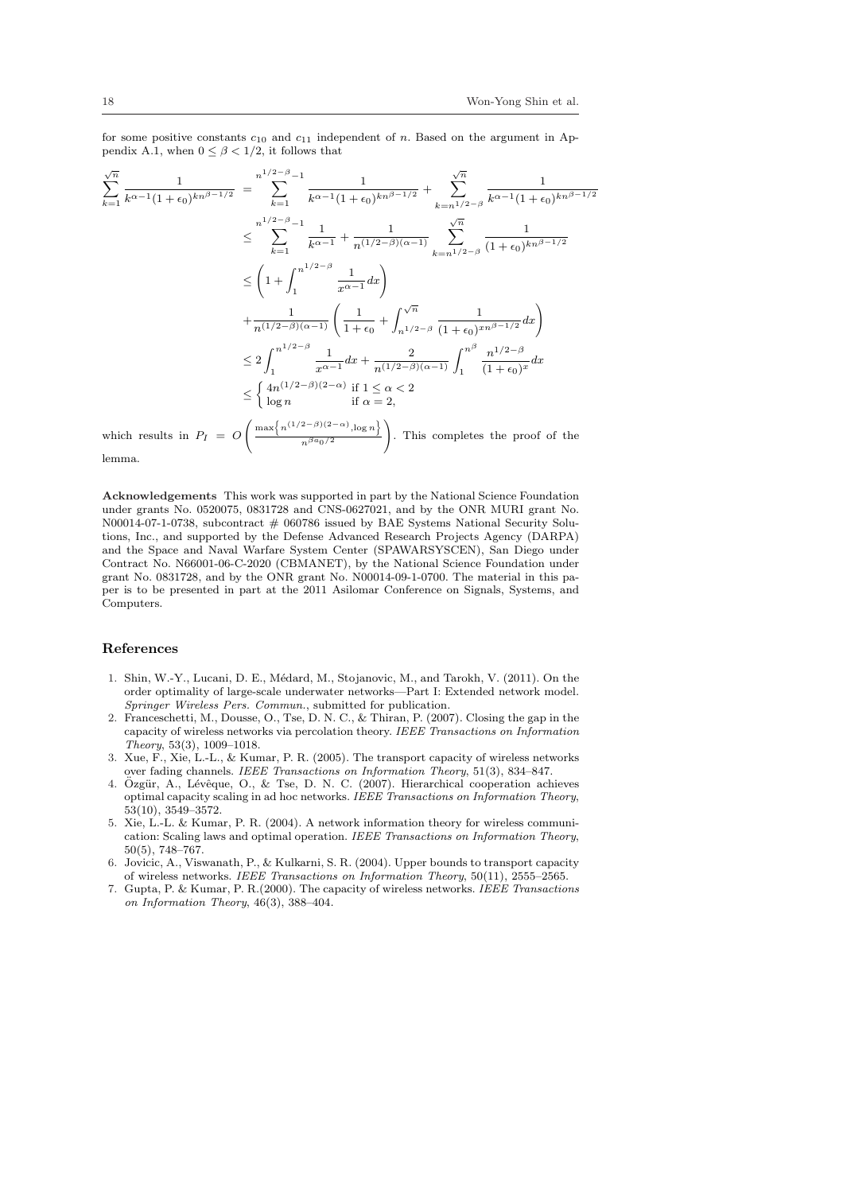for some positive constants $c_{10}$ and $c_{11}$ independent of $n$. Based on the argument in Appendix A.1, when $0 \le \beta < 1/2$, it follows that

$$
\begin{aligned}
\sum_{k=1}^{\sqrt{n}} \frac{1}{k^{\alpha-1}(1+\epsilon_0)^{kn^{\beta-1/2}}} &= \sum_{k=1}^{n^{1/2-\beta}-1} \frac{1}{k^{\alpha-1}(1+\epsilon_0)^{kn^{\beta-1/2}}} + \sum_{k=n^{1/2-\beta}}^{\sqrt{n}} \frac{1}{k^{\alpha-1}(1+\epsilon_0)^{kn^{\beta-1/2}}} \\
&\le \sum_{k=1}^{n^{1/2-\beta}-1} \frac{1}{k^{\alpha-1}} + \frac{1}{n^{(1/2-\beta)(\alpha-1)}} \sum_{k=n^{1/2-\beta}}^{\sqrt{n}} \frac{1}{(1+\epsilon_0)^{kn^{\beta-1/2}}} \\
&\le \left(1 + \int_1^{n^{1/2-\beta}} \frac{1}{x^{\alpha-1}} dx\right) \\
&\quad + \frac{1}{n^{(1/2-\beta)(\alpha-1)}} \left( \frac{1}{1+\epsilon_0} + \int_{n^{1/2-\beta}}^{\sqrt{n}} \frac{1}{(1+\epsilon_0)^{xn^{\beta-1/2}}} dx \right) \\
&\le 2\int_1^{n^{1/2-\beta}} \frac{1}{x^{\alpha-1}} dx + \frac{2}{n^{(1/2-\beta)(\alpha-1)}} \int_1^{n^{\beta}} \frac{n^{1/2-\beta}}{(1+\epsilon_0)^x} dx \\
&\le \begin{cases} 4n^{(1/2-\beta)(2-\alpha)} & \text{if } 1 \le \alpha < 2 \\ \log n & \text{if } \alpha = 2, \end{cases}
\end{aligned}
$$

which results in $P_I = O\left(\frac{\max\left\{n^{(1/2-\beta)(2-\alpha)}, \log n\right\}}{n^{\beta a_0/2}}\right)$. This completes the proof of the lemma.

**Acknowledgements** This work was supported in part by the National Science Foundation under grants No. 0520075, 0831728 and CNS-0627021, and by the ONR MURI grant No. N00014-07-1-0738, subcontract # 060786 issued by BAE Systems National Security Solutions, Inc., and supported by the Defense Advanced Research Projects Agency (DARPA) and the Space and Naval Warfare System Center (SPAWARSYSCEN), San Diego under Contract No. N66001-06-C-2020 (CBMANET), by the National Science Foundation under grant No. 0831728, and by the ONR grant No. N00014-09-1-0700. The material in this paper is to be presented in part at the 2011 Asilomar Conference on Signals, Systems, and Computers.

## References

1. Shin, W.-Y., Lucani, D. E., Médard, M., Stojanovic, M., and Tarokh, V. (2011). On the order optimality of large-scale underwater networks—Part I: Extended network model. *Springer Wireless Pers. Commun.*, submitted for publication.
2. Franceschetti, M., Dousse, O., Tse, D. N. C., & Thiran, P. (2007). Closing the gap in the capacity of wireless networks via percolation theory. *IEEE Transactions on Information Theory*, 53(3), 1009–1018.
3. Xue, F., Xie, L.-L., & Kumar, P. R. (2005). The transport capacity of wireless networks over fading channels. *IEEE Transactions on Information Theory*, 51(3), 834–847.
4. Özgür, A., Lévêque, O., & Tse, D. N. C. (2007). Hierarchical cooperation achieves optimal capacity scaling in ad hoc networks. *IEEE Transactions on Information Theory*, 53(10), 3549–3572.
5. Xie, L.-L. & Kumar, P. R. (2004). A network information theory for wireless communication: Scaling laws and optimal operation. *IEEE Transactions on Information Theory*, 50(5), 748–767.
6. Jovicic, A., Viswanath, P., & Kulkarni, S. R. (2004). Upper bounds to transport capacity of wireless networks. *IEEE Transactions on Information Theory*, 50(11), 2555–2565.
7. Gupta, P. & Kumar, P. R.(2000). The capacity of wireless networks. *IEEE Transactions on Information Theory*, 46(3), 388–404.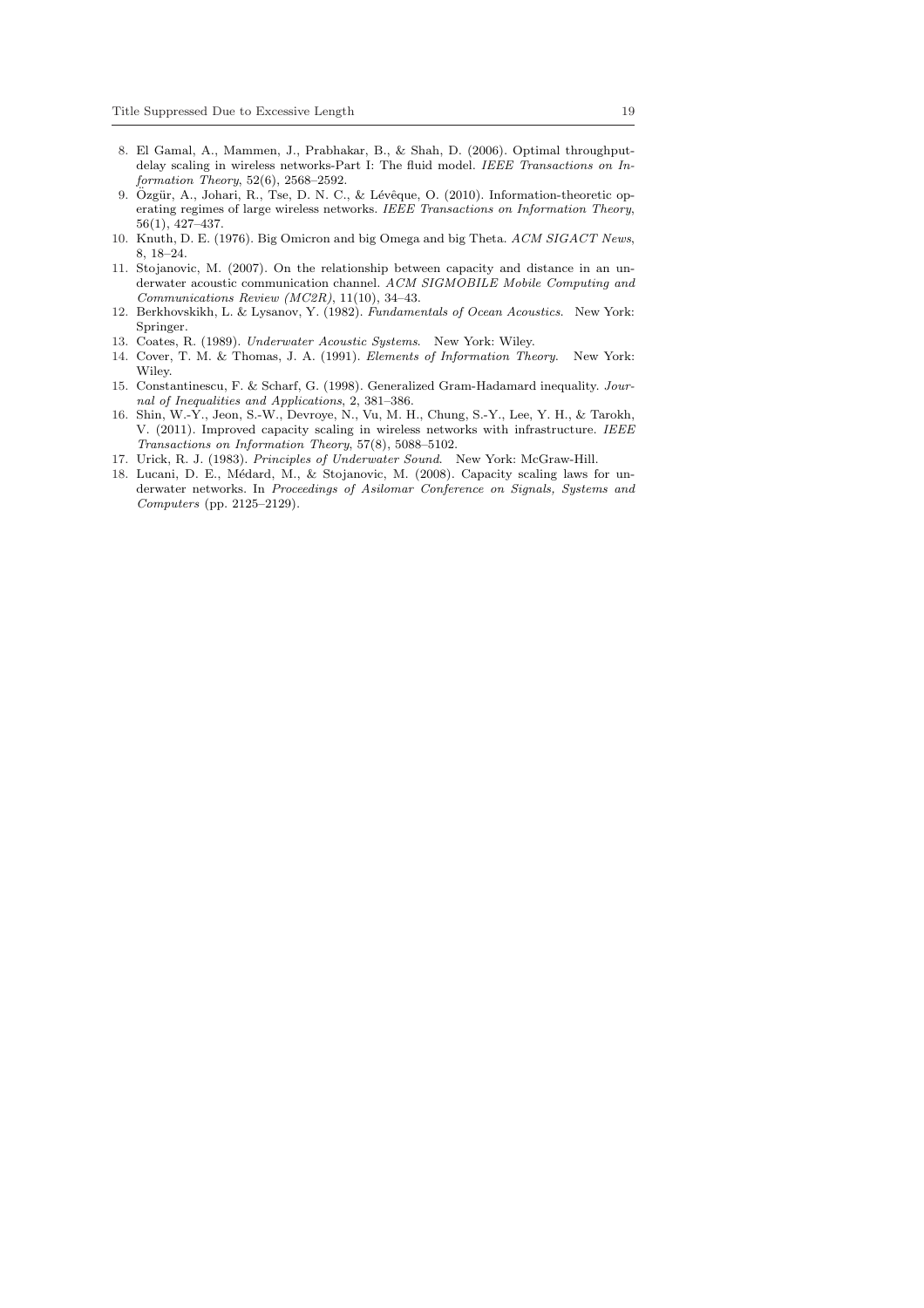8. El Gamal, A., Mammen, J., Prabhakar, B., & Shah, D. (2006). Optimal throughput-delay scaling in wireless networks-Part I: The fluid model. *IEEE Transactions on Information Theory*, 52(6), 2568–2592.
9. Özgür, A., Johari, R., Tse, D. N. C., & Lévêque, O. (2010). Information-theoretic operating regimes of large wireless networks. *IEEE Transactions on Information Theory*, 56(1), 427–437.
10. Knuth, D. E. (1976). Big Omicron and big Omega and big Theta. *ACM SIGACT News*, 8, 18–24.
11. Stojanovic, M. (2007). On the relationship between capacity and distance in an underwater acoustic communication channel. *ACM SIGMOBILE Mobile Computing and Communications Review (MC2R)*, 11(10), 34–43.
12. Berkhovskikh, L. & Lysanov, Y. (1982). *Fundamentals of Ocean Acoustics*. New York: Springer.
13. Coates, R. (1989). *Underwater Acoustic Systems*. New York: Wiley.
14. Cover, T. M. & Thomas, J. A. (1991). *Elements of Information Theory*. New York: Wiley.
15. Constantinescu, F. & Scharf, G. (1998). Generalized Gram-Hadamard inequality. *Journal of Inequalities and Applications*, 2, 381–386.
16. Shin, W.-Y., Jeon, S.-W., Devroye, N., Vu, M. H., Chung, S.-Y., Lee, Y. H., & Tarokh, V. (2011). Improved capacity scaling in wireless networks with infrastructure. *IEEE Transactions on Information Theory*, 57(8), 5088–5102.
17. Urick, R. J. (1983). *Principles of Underwater Sound*. New York: McGraw-Hill.
18. Lucani, D. E., Médard, M., & Stojanovic, M. (2008). Capacity scaling laws for underwater networks. In *Proceedings of Asilomar Conference on Signals, Systems and Computers* (pp. 2125–2129).